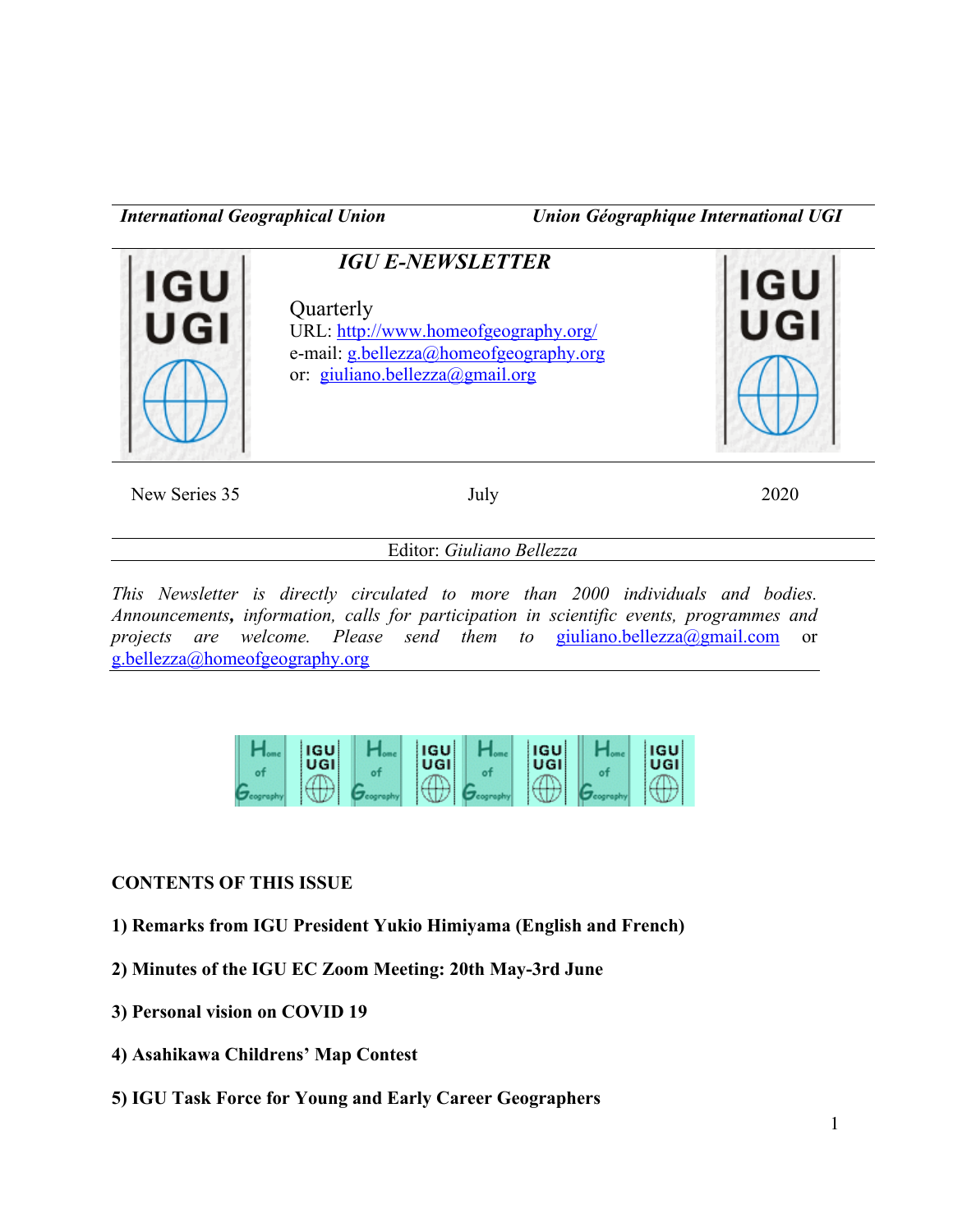*International Geographical Union* — *Union Géographique International UGI*

# *IGU E-NEWSLETTER*

Quarterly
URL: http://www.homeofgeography.org/
e-mail: g.bellezza@homeofgeography.org
or: giuliano.bellezza@gmail.org

New Series 35 — July — 2020

Editor: *Giuliano Bellezza*

*This Newsletter is directly circulated to more than 2000 individuals and bodies. Announcements***,** *information, calls for participation in scientific events, programmes and projects are welcome. Please send them to* giuliano.bellezza@gmail.com or g.bellezza@homeofgeography.org

## CONTENTS OF THIS ISSUE

**1) Remarks from IGU President Yukio Himiyama (English and French)**

**2) Minutes of the IGU EC Zoom Meeting: 20th May-3rd June**

**3) Personal vision on COVID 19**

**4) Asahikawa Childrens' Map Contest**

**5) IGU Task Force for Young and Early Career Geographers**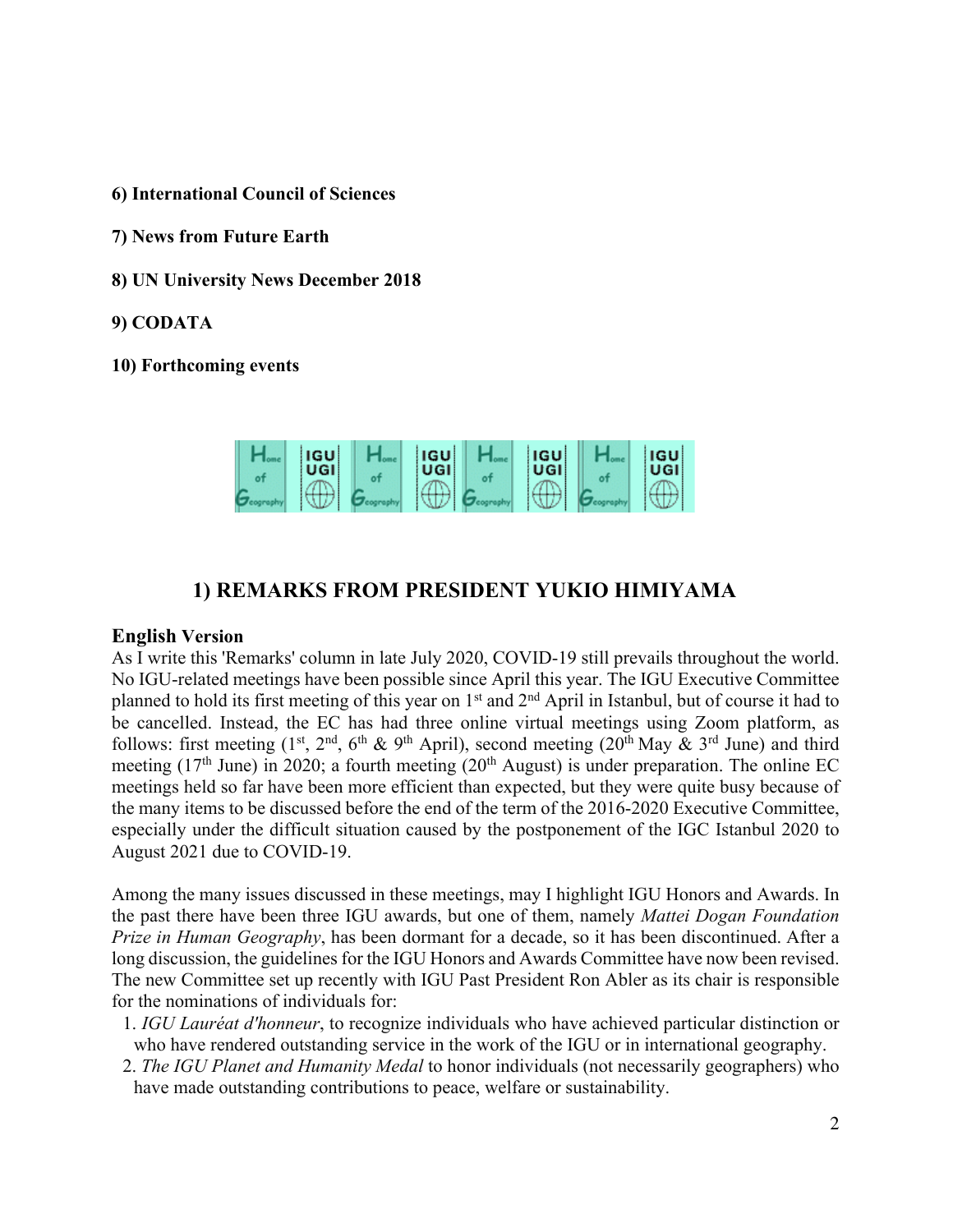**6) International Council of Sciences**

**7) News from Future Earth**

**8) UN University News December 2018**

**9) CODATA**

**10) Forthcoming events**

## 1) REMARKS FROM PRESIDENT YUKIO HIMIYAMA

### English Version

As I write this 'Remarks' column in late July 2020, COVID-19 still prevails throughout the world. No IGU-related meetings have been possible since April this year. The IGU Executive Committee planned to hold its first meeting of this year on 1st and 2nd April in Istanbul, but of course it had to be cancelled. Instead, the EC has had three online virtual meetings using Zoom platform, as follows: first meeting (1st, 2nd, 6th & 9th April), second meeting (20th May & 3rd June) and third meeting (17th June) in 2020; a fourth meeting (20th August) is under preparation. The online EC meetings held so far have been more efficient than expected, but they were quite busy because of the many items to be discussed before the end of the term of the 2016-2020 Executive Committee, especially under the difficult situation caused by the postponement of the IGC Istanbul 2020 to August 2021 due to COVID-19.

Among the many issues discussed in these meetings, may I highlight IGU Honors and Awards. In the past there have been three IGU awards, but one of them, namely *Mattei Dogan Foundation Prize in Human Geography*, has been dormant for a decade, so it has been discontinued. After a long discussion, the guidelines for the IGU Honors and Awards Committee have now been revised. The new Committee set up recently with IGU Past President Ron Abler as its chair is responsible for the nominations of individuals for:

1. *IGU Lauréat d'honneur*, to recognize individuals who have achieved particular distinction or who have rendered outstanding service in the work of the IGU or in international geography.
2. *The IGU Planet and Humanity Medal* to honor individuals (not necessarily geographers) who have made outstanding contributions to peace, welfare or sustainability.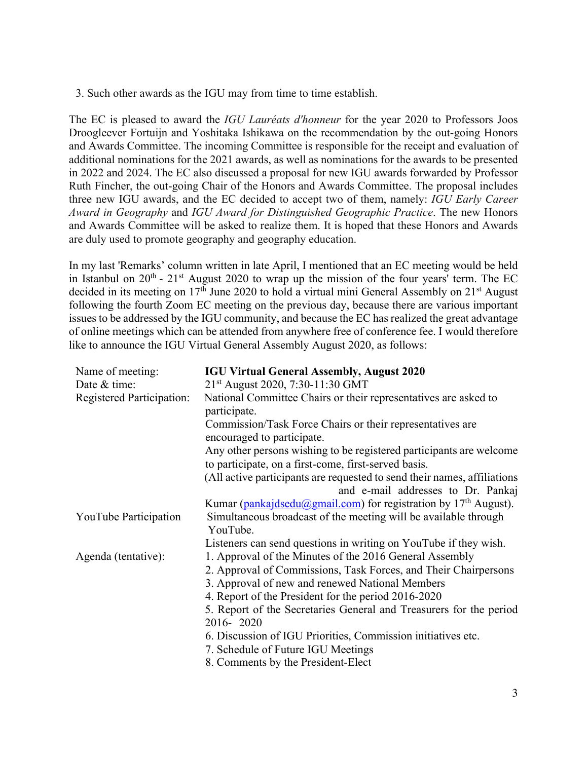3. Such other awards as the IGU may from time to time establish.

The EC is pleased to award the *IGU Lauréats d'honneur* for the year 2020 to Professors Joos Droogleever Fortuijn and Yoshitaka Ishikawa on the recommendation by the out-going Honors and Awards Committee. The incoming Committee is responsible for the receipt and evaluation of additional nominations for the 2021 awards, as well as nominations for the awards to be presented in 2022 and 2024. The EC also discussed a proposal for new IGU awards forwarded by Professor Ruth Fincher, the out-going Chair of the Honors and Awards Committee. The proposal includes three new IGU awards, and the EC decided to accept two of them, namely: *IGU Early Career Award in Geography* and *IGU Award for Distinguished Geographic Practice*. The new Honors and Awards Committee will be asked to realize them. It is hoped that these Honors and Awards are duly used to promote geography and geography education.

In my last 'Remarks' column written in late April, I mentioned that an EC meeting would be held in Istanbul on 20th - 21st August 2020 to wrap up the mission of the four years' term. The EC decided in its meeting on 17th June 2020 to hold a virtual mini General Assembly on 21st August following the fourth Zoom EC meeting on the previous day, because there are various important issues to be addressed by the IGU community, and because the EC has realized the great advantage of online meetings which can be attended from anywhere free of conference fee. I would therefore like to announce the IGU Virtual General Assembly August 2020, as follows:

| | |
|---|---|
| Name of meeting: | **IGU Virtual General Assembly, August 2020** |
| Date & time: | 21st August 2020, 7:30-11:30 GMT |
| Registered Participation: | National Committee Chairs or their representatives are asked to participate.<br>Commission/Task Force Chairs or their representatives are encouraged to participate.<br>Any other persons wishing to be registered participants are welcome to participate, on a first-come, first-served basis.<br>(All active participants are requested to send their names, affiliations and e-mail addresses to Dr. Pankaj Kumar (pankajdsedu@gmail.com) for registration by 17th August). |
| YouTube Participation | Simultaneous broadcast of the meeting will be available through YouTube.<br>Listeners can send questions in writing on YouTube if they wish. |
| Agenda (tentative): | 1. Approval of the Minutes of the 2016 General Assembly<br>2. Approval of Commissions, Task Forces, and Their Chairpersons<br>3. Approval of new and renewed National Members<br>4. Report of the President for the period 2016-2020<br>5. Report of the Secretaries General and Treasurers for the period 2016- 2020<br>6. Discussion of IGU Priorities, Commission initiatives etc.<br>7. Schedule of Future IGU Meetings<br>8. Comments by the President-Elect |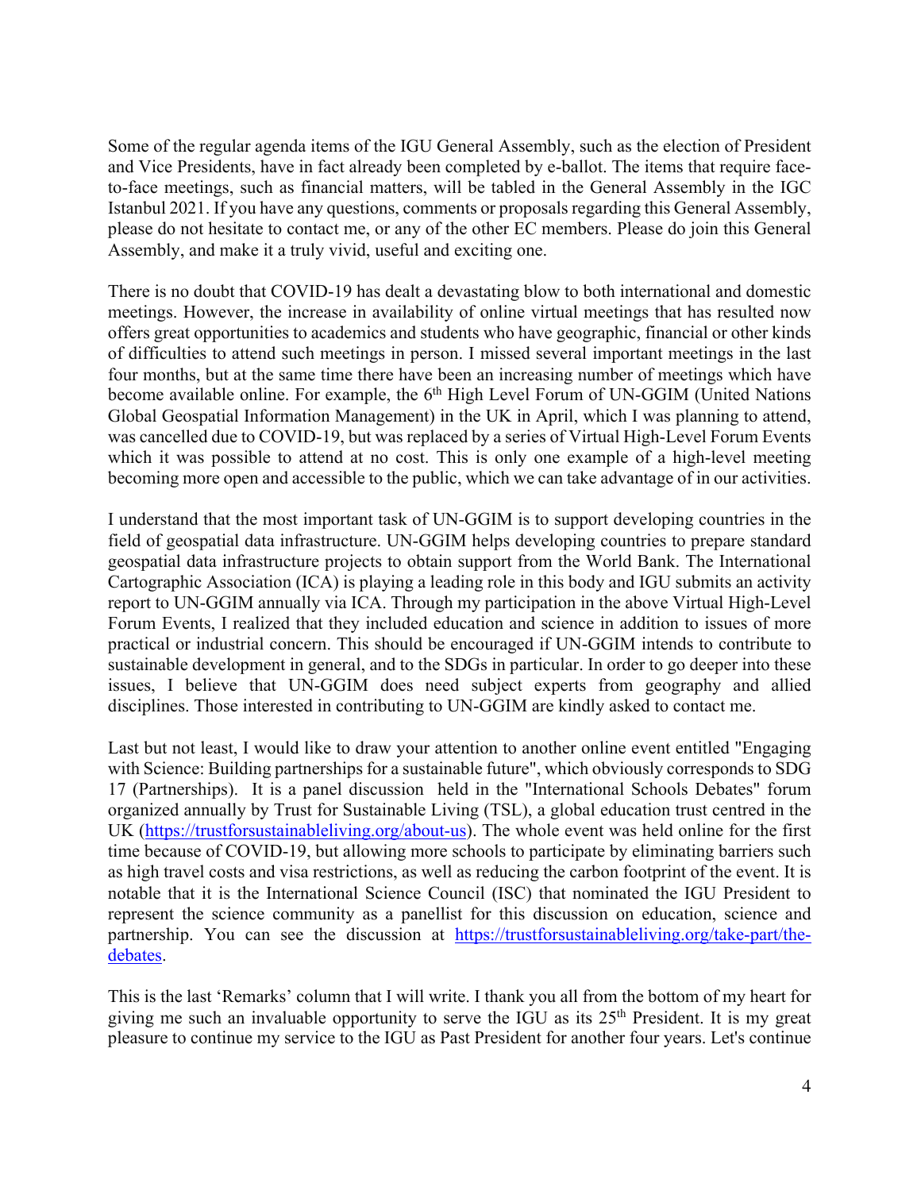Some of the regular agenda items of the IGU General Assembly, such as the election of President and Vice Presidents, have in fact already been completed by e-ballot. The items that require face-to-face meetings, such as financial matters, will be tabled in the General Assembly in the IGC Istanbul 2021. If you have any questions, comments or proposals regarding this General Assembly, please do not hesitate to contact me, or any of the other EC members. Please do join this General Assembly, and make it a truly vivid, useful and exciting one.

There is no doubt that COVID-19 has dealt a devastating blow to both international and domestic meetings. However, the increase in availability of online virtual meetings that has resulted now offers great opportunities to academics and students who have geographic, financial or other kinds of difficulties to attend such meetings in person. I missed several important meetings in the last four months, but at the same time there have been an increasing number of meetings which have become available online. For example, the 6th High Level Forum of UN-GGIM (United Nations Global Geospatial Information Management) in the UK in April, which I was planning to attend, was cancelled due to COVID-19, but was replaced by a series of Virtual High-Level Forum Events which it was possible to attend at no cost. This is only one example of a high-level meeting becoming more open and accessible to the public, which we can take advantage of in our activities.

I understand that the most important task of UN-GGIM is to support developing countries in the field of geospatial data infrastructure. UN-GGIM helps developing countries to prepare standard geospatial data infrastructure projects to obtain support from the World Bank. The International Cartographic Association (ICA) is playing a leading role in this body and IGU submits an activity report to UN-GGIM annually via ICA. Through my participation in the above Virtual High-Level Forum Events, I realized that they included education and science in addition to issues of more practical or industrial concern. This should be encouraged if UN-GGIM intends to contribute to sustainable development in general, and to the SDGs in particular. In order to go deeper into these issues, I believe that UN-GGIM does need subject experts from geography and allied disciplines. Those interested in contributing to UN-GGIM are kindly asked to contact me.

Last but not least, I would like to draw your attention to another online event entitled "Engaging with Science: Building partnerships for a sustainable future", which obviously corresponds to SDG 17 (Partnerships). It is a panel discussion held in the "International Schools Debates" forum organized annually by Trust for Sustainable Living (TSL), a global education trust centred in the UK (https://trustforsustainableliving.org/about-us). The whole event was held online for the first time because of COVID-19, but allowing more schools to participate by eliminating barriers such as high travel costs and visa restrictions, as well as reducing the carbon footprint of the event. It is notable that it is the International Science Council (ISC) that nominated the IGU President to represent the science community as a panellist for this discussion on education, science and partnership. You can see the discussion at https://trustforsustainableliving.org/take-part/the-debates.

This is the last 'Remarks' column that I will write. I thank you all from the bottom of my heart for giving me such an invaluable opportunity to serve the IGU as its 25th President. It is my great pleasure to continue my service to the IGU as Past President for another four years. Let's continue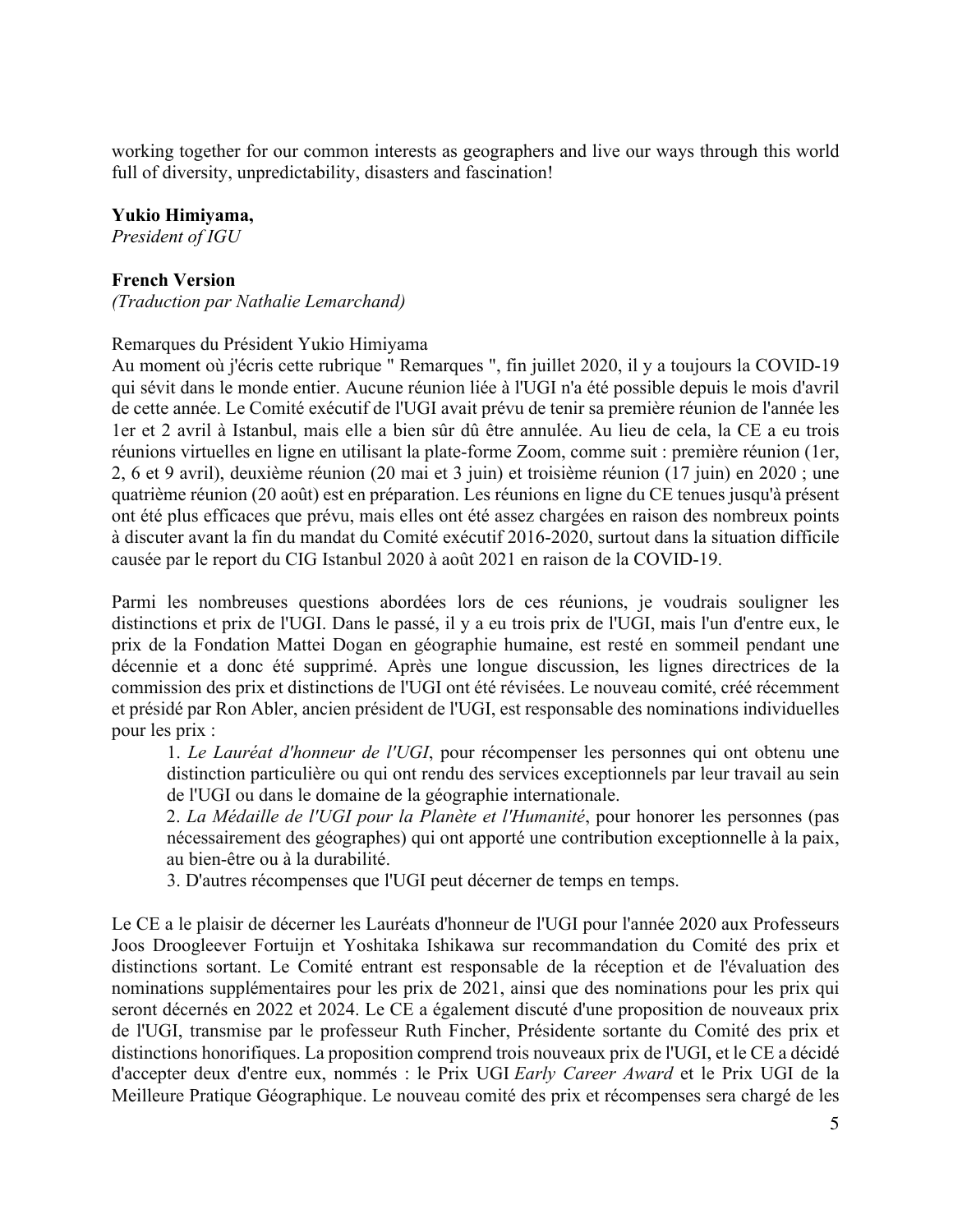working together for our common interests as geographers and live our ways through this world full of diversity, unpredictability, disasters and fascination!

**Yukio Himiyama,**
*President of IGU*

**French Version**
*(Traduction par Nathalie Lemarchand)*

Remarques du Président Yukio Himiyama
Au moment où j'écris cette rubrique " Remarques ", fin juillet 2020, il y a toujours la COVID-19 qui sévit dans le monde entier. Aucune réunion liée à l'UGI n'a été possible depuis le mois d'avril de cette année. Le Comité exécutif de l'UGI avait prévu de tenir sa première réunion de l'année les 1er et 2 avril à Istanbul, mais elle a bien sûr dû être annulée. Au lieu de cela, la CE a eu trois réunions virtuelles en ligne en utilisant la plate-forme Zoom, comme suit : première réunion (1er, 2, 6 et 9 avril), deuxième réunion (20 mai et 3 juin) et troisième réunion (17 juin) en 2020 ; une quatrième réunion (20 août) est en préparation. Les réunions en ligne du CE tenues jusqu'à présent ont été plus efficaces que prévu, mais elles ont été assez chargées en raison des nombreux points à discuter avant la fin du mandat du Comité exécutif 2016-2020, surtout dans la situation difficile causée par le report du CIG Istanbul 2020 à août 2021 en raison de la COVID-19.

Parmi les nombreuses questions abordées lors de ces réunions, je voudrais souligner les distinctions et prix de l'UGI. Dans le passé, il y a eu trois prix de l'UGI, mais l'un d'entre eux, le prix de la Fondation Mattei Dogan en géographie humaine, est resté en sommeil pendant une décennie et a donc été supprimé. Après une longue discussion, les lignes directrices de la commission des prix et distinctions de l'UGI ont été révisées. Le nouveau comité, créé récemment et présidé par Ron Abler, ancien président de l'UGI, est responsable des nominations individuelles pour les prix :

1. *Le Lauréat d'honneur de l'UGI*, pour récompenser les personnes qui ont obtenu une distinction particulière ou qui ont rendu des services exceptionnels par leur travail au sein de l'UGI ou dans le domaine de la géographie internationale.
2. *La Médaille de l'UGI pour la Planète et l'Humanité*, pour honorer les personnes (pas nécessairement des géographes) qui ont apporté une contribution exceptionnelle à la paix, au bien-être ou à la durabilité.
3. D'autres récompenses que l'UGI peut décerner de temps en temps.

Le CE a le plaisir de décerner les Lauréats d'honneur de l'UGI pour l'année 2020 aux Professeurs Joos Droogleever Fortuijn et Yoshitaka Ishikawa sur recommandation du Comité des prix et distinctions sortant. Le Comité entrant est responsable de la réception et de l'évaluation des nominations supplémentaires pour les prix de 2021, ainsi que des nominations pour les prix qui seront décernés en 2022 et 2024. Le CE a également discuté d'une proposition de nouveaux prix de l'UGI, transmise par le professeur Ruth Fincher, Présidente sortante du Comité des prix et distinctions honorifiques. La proposition comprend trois nouveaux prix de l'UGI, et le CE a décidé d'accepter deux d'entre eux, nommés : le Prix UGI *Early Career Award* et le Prix UGI de la Meilleure Pratique Géographique. Le nouveau comité des prix et récompenses sera chargé de les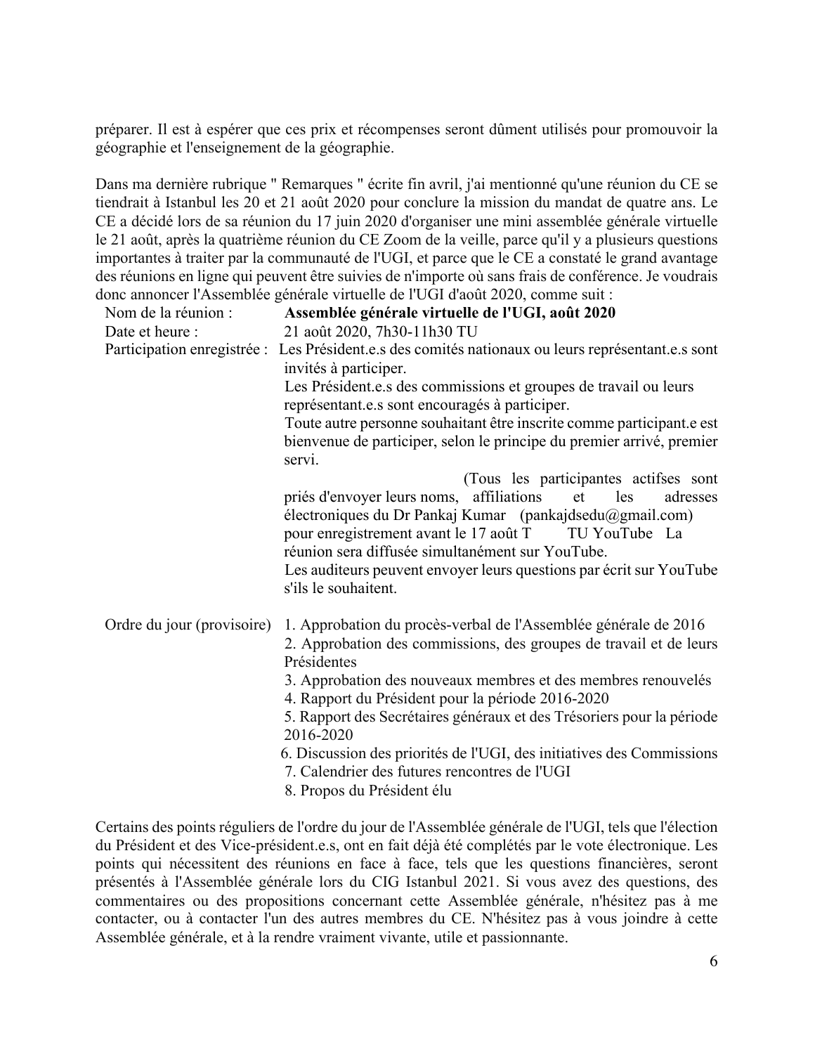préparer. Il est à espérer que ces prix et récompenses seront dûment utilisés pour promouvoir la géographie et l'enseignement de la géographie.

Dans ma dernière rubrique " Remarques " écrite fin avril, j'ai mentionné qu'une réunion du CE se tiendrait à Istanbul les 20 et 21 août 2020 pour conclure la mission du mandat de quatre ans. Le CE a décidé lors de sa réunion du 17 juin 2020 d'organiser une mini assemblée générale virtuelle le 21 août, après la quatrième réunion du CE Zoom de la veille, parce qu'il y a plusieurs questions importantes à traiter par la communauté de l'UGI, et parce que le CE a constaté le grand avantage des réunions en ligne qui peuvent être suivies de n'importe où sans frais de conférence. Je voudrais donc annoncer l'Assemblée générale virtuelle de l'UGI d'août 2020, comme suit :

| | |
|---|---|
| Nom de la réunion : | **Assemblée générale virtuelle de l'UGI, août 2020** |
| Date et heure : | 21 août 2020, 7h30-11h30 TU |
| Participation enregistrée : | Les Président.e.s des comités nationaux ou leurs représentant.e.s sont invités à participer.<br>Les Président.e.s des commissions et groupes de travail ou leurs représentant.e.s sont encouragés à participer.<br>Toute autre personne souhaitant être inscrite comme participant.e est bienvenue de participer, selon le principe du premier arrivé, premier servi.<br>(Tous les participantes actifses sont priés d'envoyer leurs noms, affiliations et les adresses électroniques du Dr Pankaj Kumar (pankajdsedu@gmail.com) pour enregistrement avant le 17 août T TU YouTube La réunion sera diffusée simultanément sur YouTube.<br>Les auditeurs peuvent envoyer leurs questions par écrit sur YouTube s'ils le souhaitent. |
| Ordre du jour (provisoire) | 1. Approbation du procès-verbal de l'Assemblée générale de 2016<br>2. Approbation des commissions, des groupes de travail et de leurs Présidentes<br>3. Approbation des nouveaux membres et des membres renouvelés<br>4. Rapport du Président pour la période 2016-2020<br>5. Rapport des Secrétaires généraux et des Trésoriers pour la période 2016-2020<br>6. Discussion des priorités de l'UGI, des initiatives des Commissions<br>7. Calendrier des futures rencontres de l'UGI<br>8. Propos du Président élu |

Certains des points réguliers de l'ordre du jour de l'Assemblée générale de l'UGI, tels que l'élection du Président et des Vice-président.e.s, ont en fait déjà été complétés par le vote électronique. Les points qui nécessitent des réunions en face à face, tels que les questions financières, seront présentés à l'Assemblée générale lors du CIG Istanbul 2021. Si vous avez des questions, des commentaires ou des propositions concernant cette Assemblée générale, n'hésitez pas à me contacter, ou à contacter l'un des autres membres du CE. N'hésitez pas à vous joindre à cette Assemblée générale, et à la rendre vraiment vivante, utile et passionnante.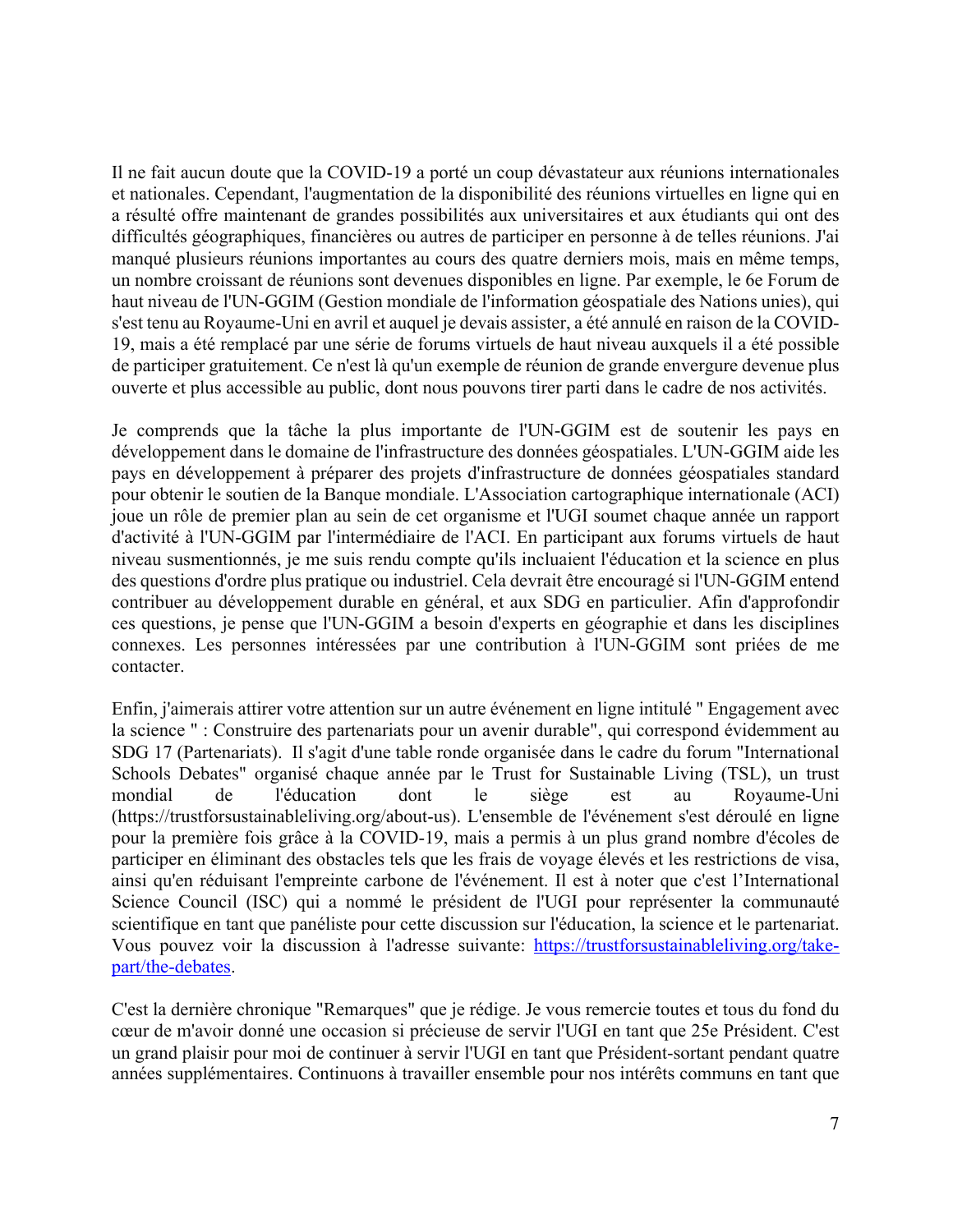Il ne fait aucun doute que la COVID-19 a porté un coup dévastateur aux réunions internationales et nationales. Cependant, l'augmentation de la disponibilité des réunions virtuelles en ligne qui en a résulté offre maintenant de grandes possibilités aux universitaires et aux étudiants qui ont des difficultés géographiques, financières ou autres de participer en personne à de telles réunions. J'ai manqué plusieurs réunions importantes au cours des quatre derniers mois, mais en même temps, un nombre croissant de réunions sont devenues disponibles en ligne. Par exemple, le 6e Forum de haut niveau de l'UN-GGIM (Gestion mondiale de l'information géospatiale des Nations unies), qui s'est tenu au Royaume-Uni en avril et auquel je devais assister, a été annulé en raison de la COVID-19, mais a été remplacé par une série de forums virtuels de haut niveau auxquels il a été possible de participer gratuitement. Ce n'est là qu'un exemple de réunion de grande envergure devenue plus ouverte et plus accessible au public, dont nous pouvons tirer parti dans le cadre de nos activités.

Je comprends que la tâche la plus importante de l'UN-GGIM est de soutenir les pays en développement dans le domaine de l'infrastructure des données géospatiales. L'UN-GGIM aide les pays en développement à préparer des projets d'infrastructure de données géospatiales standard pour obtenir le soutien de la Banque mondiale. L'Association cartographique internationale (ACI) joue un rôle de premier plan au sein de cet organisme et l'UGI soumet chaque année un rapport d'activité à l'UN-GGIM par l'intermédiaire de l'ACI. En participant aux forums virtuels de haut niveau susmentionnés, je me suis rendu compte qu'ils incluaient l'éducation et la science en plus des questions d'ordre plus pratique ou industriel. Cela devrait être encouragé si l'UN-GGIM entend contribuer au développement durable en général, et aux SDG en particulier. Afin d'approfondir ces questions, je pense que l'UN-GGIM a besoin d'experts en géographie et dans les disciplines connexes. Les personnes intéressées par une contribution à l'UN-GGIM sont priées de me contacter.

Enfin, j'aimerais attirer votre attention sur un autre événement en ligne intitulé " Engagement avec la science " : Construire des partenariats pour un avenir durable", qui correspond évidemment au SDG 17 (Partenariats). Il s'agit d'une table ronde organisée dans le cadre du forum "International Schools Debates" organisé chaque année par le Trust for Sustainable Living (TSL), un trust mondial de l'éducation dont le siège est au Royaume-Uni (https://trustforsustainableliving.org/about-us). L'ensemble de l'événement s'est déroulé en ligne pour la première fois grâce à la COVID-19, mais a permis à un plus grand nombre d'écoles de participer en éliminant des obstacles tels que les frais de voyage élevés et les restrictions de visa, ainsi qu'en réduisant l'empreinte carbone de l'événement. Il est à noter que c'est l'International Science Council (ISC) qui a nommé le président de l'UGI pour représenter la communauté scientifique en tant que panéliste pour cette discussion sur l'éducation, la science et le partenariat. Vous pouvez voir la discussion à l'adresse suivante: [https://trustforsustainableliving.org/take-part/the-debates](https://trustforsustainableliving.org/take-part/the-debates).

C'est la dernière chronique "Remarques" que je rédige. Je vous remercie toutes et tous du fond du cœur de m'avoir donné une occasion si précieuse de servir l'UGI en tant que 25e Président. C'est un grand plaisir pour moi de continuer à servir l'UGI en tant que Président-sortant pendant quatre années supplémentaires. Continuons à travailler ensemble pour nos intérêts communs en tant que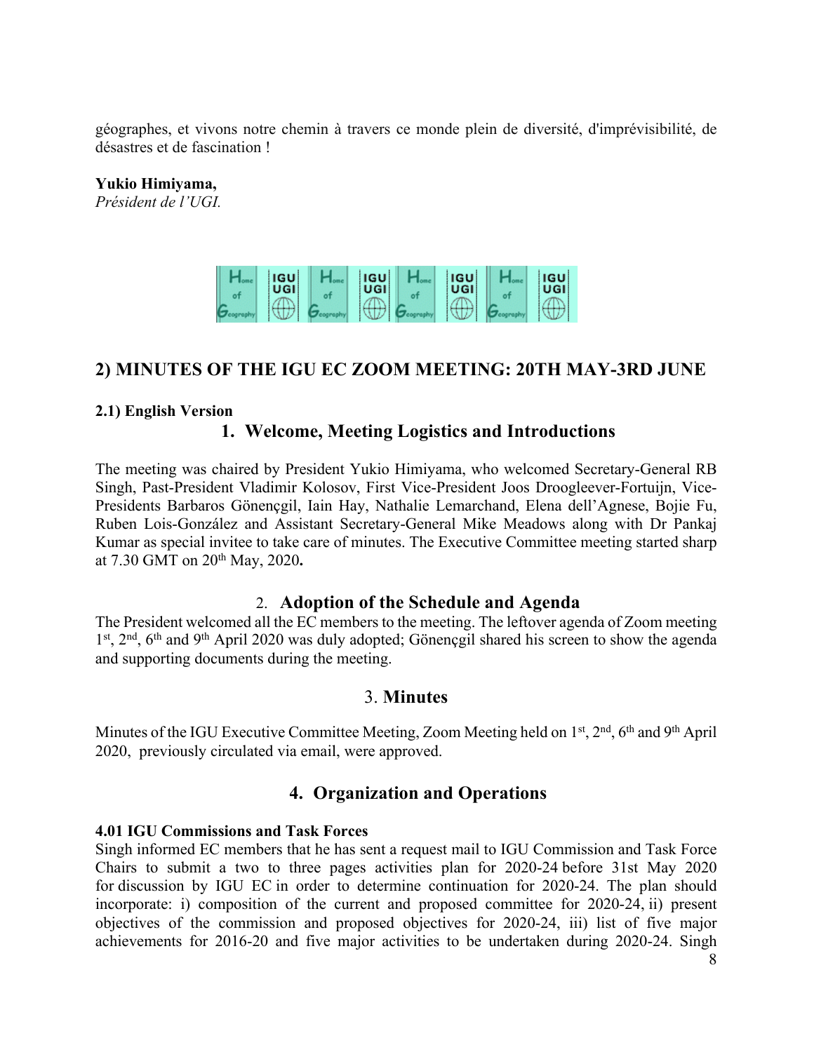géographes, et vivons notre chemin à travers ce monde plein de diversité, d'imprévisibilité, de désastres et de fascination !

**Yukio Himiyama,**
*Président de l'UGI.*

## 2) MINUTES OF THE IGU EC ZOOM MEETING: 20TH MAY-3RD JUNE

### 2.1) English Version

### 1. Welcome, Meeting Logistics and Introductions

The meeting was chaired by President Yukio Himiyama, who welcomed Secretary-General RB Singh, Past-President Vladimir Kolosov, First Vice-President Joos Droogleever-Fortuijn, Vice-Presidents Barbaros Gönençgil, Iain Hay, Nathalie Lemarchand, Elena dell'Agnese, Bojie Fu, Ruben Lois-González and Assistant Secretary-General Mike Meadows along with Dr Pankaj Kumar as special invitee to take care of minutes. The Executive Committee meeting started sharp at 7.30 GMT on 20th May, 2020**.**

### 2. Adoption of the Schedule and Agenda

The President welcomed all the EC members to the meeting. The leftover agenda of Zoom meeting 1st, 2nd, 6th and 9th April 2020 was duly adopted; Gönençgil shared his screen to show the agenda and supporting documents during the meeting.

### 3. Minutes

Minutes of the IGU Executive Committee Meeting, Zoom Meeting held on 1st, 2nd, 6th and 9th April 2020, previously circulated via email, were approved.

### 4. Organization and Operations

**4.01 IGU Commissions and Task Forces**

Singh informed EC members that he has sent a request mail to IGU Commission and Task Force Chairs to submit a two to three pages activities plan for 2020-24 before 31st May 2020 for discussion by IGU EC in order to determine continuation for 2020-24. The plan should incorporate: i) composition of the current and proposed committee for 2020-24, ii) present objectives of the commission and proposed objectives for 2020-24, iii) list of five major achievements for 2016-20 and five major activities to be undertaken during 2020-24. Singh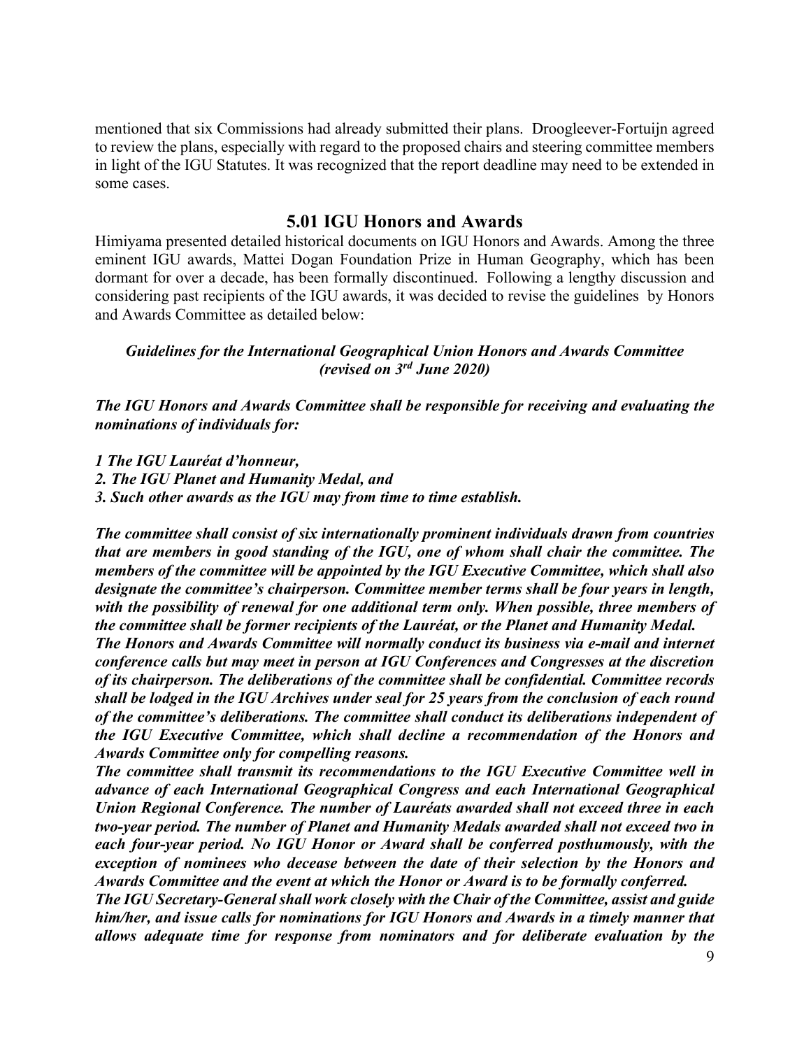mentioned that six Commissions had already submitted their plans. Droogleever-Fortuijn agreed to review the plans, especially with regard to the proposed chairs and steering committee members in light of the IGU Statutes. It was recognized that the report deadline may need to be extended in some cases.

## 5.01 IGU Honors and Awards

Himiyama presented detailed historical documents on IGU Honors and Awards. Among the three eminent IGU awards, Mattei Dogan Foundation Prize in Human Geography, which has been dormant for over a decade, has been formally discontinued. Following a lengthy discussion and considering past recipients of the IGU awards, it was decided to revise the guidelines by Honors and Awards Committee as detailed below:

***Guidelines for the International Geographical Union Honors and Awards Committee (revised on 3rd June 2020)***

***The IGU Honors and Awards Committee shall be responsible for receiving and evaluating the nominations of individuals for:***

***1 The IGU Lauréat d'honneur,***
***2. The IGU Planet and Humanity Medal, and***
***3. Such other awards as the IGU may from time to time establish.***

***The committee shall consist of six internationally prominent individuals drawn from countries that are members in good standing of the IGU, one of whom shall chair the committee. The members of the committee will be appointed by the IGU Executive Committee, which shall also designate the committee's chairperson. Committee member terms shall be four years in length, with the possibility of renewal for one additional term only. When possible, three members of the committee shall be former recipients of the Lauréat, or the Planet and Humanity Medal.***
***The Honors and Awards Committee will normally conduct its business via e-mail and internet conference calls but may meet in person at IGU Conferences and Congresses at the discretion of its chairperson. The deliberations of the committee shall be confidential. Committee records shall be lodged in the IGU Archives under seal for 25 years from the conclusion of each round of the committee's deliberations. The committee shall conduct its deliberations independent of the IGU Executive Committee, which shall decline a recommendation of the Honors and Awards Committee only for compelling reasons.***
***The committee shall transmit its recommendations to the IGU Executive Committee well in advance of each International Geographical Congress and each International Geographical Union Regional Conference. The number of Lauréats awarded shall not exceed three in each two-year period. The number of Planet and Humanity Medals awarded shall not exceed two in each four-year period. No IGU Honor or Award shall be conferred posthumously, with the exception of nominees who decease between the date of their selection by the Honors and Awards Committee and the event at which the Honor or Award is to be formally conferred.***
***The IGU Secretary-General shall work closely with the Chair of the Committee, assist and guide him/her, and issue calls for nominations for IGU Honors and Awards in a timely manner that allows adequate time for response from nominators and for deliberate evaluation by the***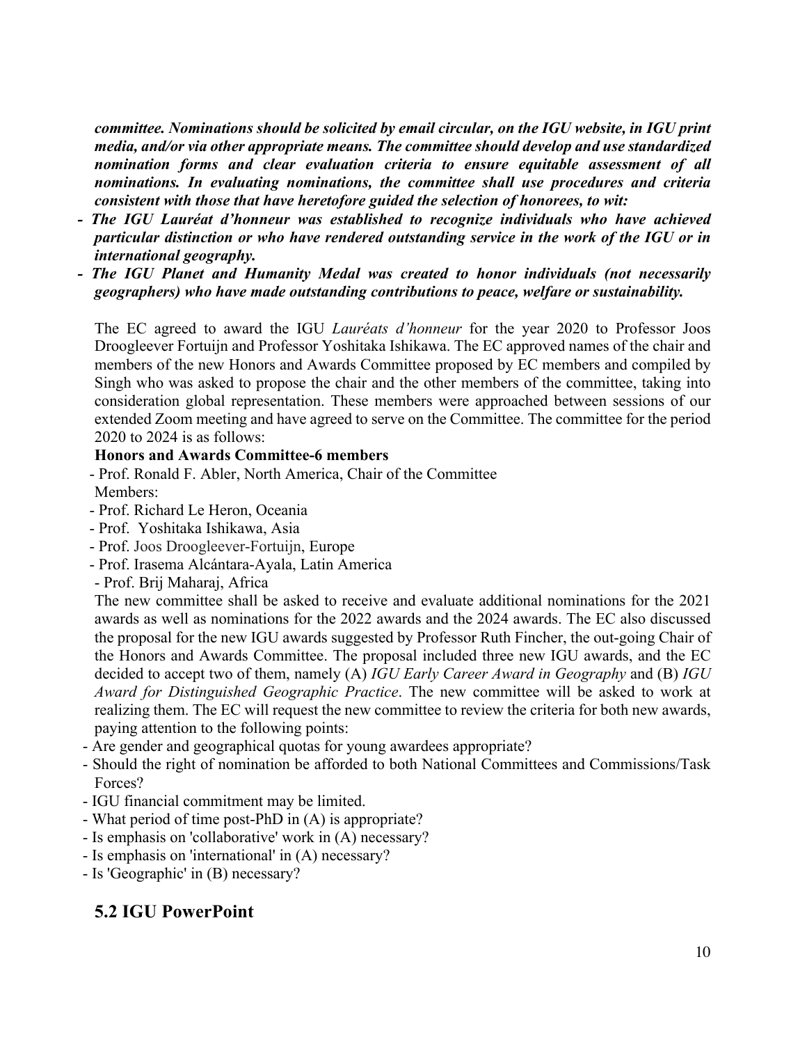***committee. Nominations should be solicited by email circular, on the IGU website, in IGU print media, and/or via other appropriate means. The committee should develop and use standardized nomination forms and clear evaluation criteria to ensure equitable assessment of all nominations. In evaluating nominations, the committee shall use procedures and criteria consistent with those that have heretofore guided the selection of honorees, to wit:***

- ***The IGU Lauréat d'honneur was established to recognize individuals who have achieved particular distinction or who have rendered outstanding service in the work of the IGU or in international geography.***
- ***The IGU Planet and Humanity Medal was created to honor individuals (not necessarily geographers) who have made outstanding contributions to peace, welfare or sustainability.***

The EC agreed to award the IGU *Lauréats d'honneur* for the year 2020 to Professor Joos Droogleever Fortuijn and Professor Yoshitaka Ishikawa. The EC approved names of the chair and members of the new Honors and Awards Committee proposed by EC members and compiled by Singh who was asked to propose the chair and the other members of the committee, taking into consideration global representation. These members were approached between sessions of our extended Zoom meeting and have agreed to serve on the Committee. The committee for the period 2020 to 2024 is as follows:

**Honors and Awards Committee-6 members**

- Prof. Ronald F. Abler, North America, Chair of the Committee

Members:

- Prof. Richard Le Heron, Oceania
- Prof. Yoshitaka Ishikawa, Asia
- Prof. Joos Droogleever-Fortuijn, Europe
- Prof. Irasema Alcántara-Ayala, Latin America
- Prof. Brij Maharaj, Africa

The new committee shall be asked to receive and evaluate additional nominations for the 2021 awards as well as nominations for the 2022 awards and the 2024 awards. The EC also discussed the proposal for the new IGU awards suggested by Professor Ruth Fincher, the out-going Chair of the Honors and Awards Committee. The proposal included three new IGU awards, and the EC decided to accept two of them, namely (A) *IGU Early Career Award in Geography* and (B) *IGU Award for Distinguished Geographic Practice*. The new committee will be asked to work at realizing them. The EC will request the new committee to review the criteria for both new awards, paying attention to the following points:

- Are gender and geographical quotas for young awardees appropriate?
- Should the right of nomination be afforded to both National Committees and Commissions/Task Forces?
- IGU financial commitment may be limited.
- What period of time post-PhD in (A) is appropriate?
- Is emphasis on 'collaborative' work in (A) necessary?
- Is emphasis on 'international' in (A) necessary?
- Is 'Geographic' in (B) necessary?

## 5.2 IGU PowerPoint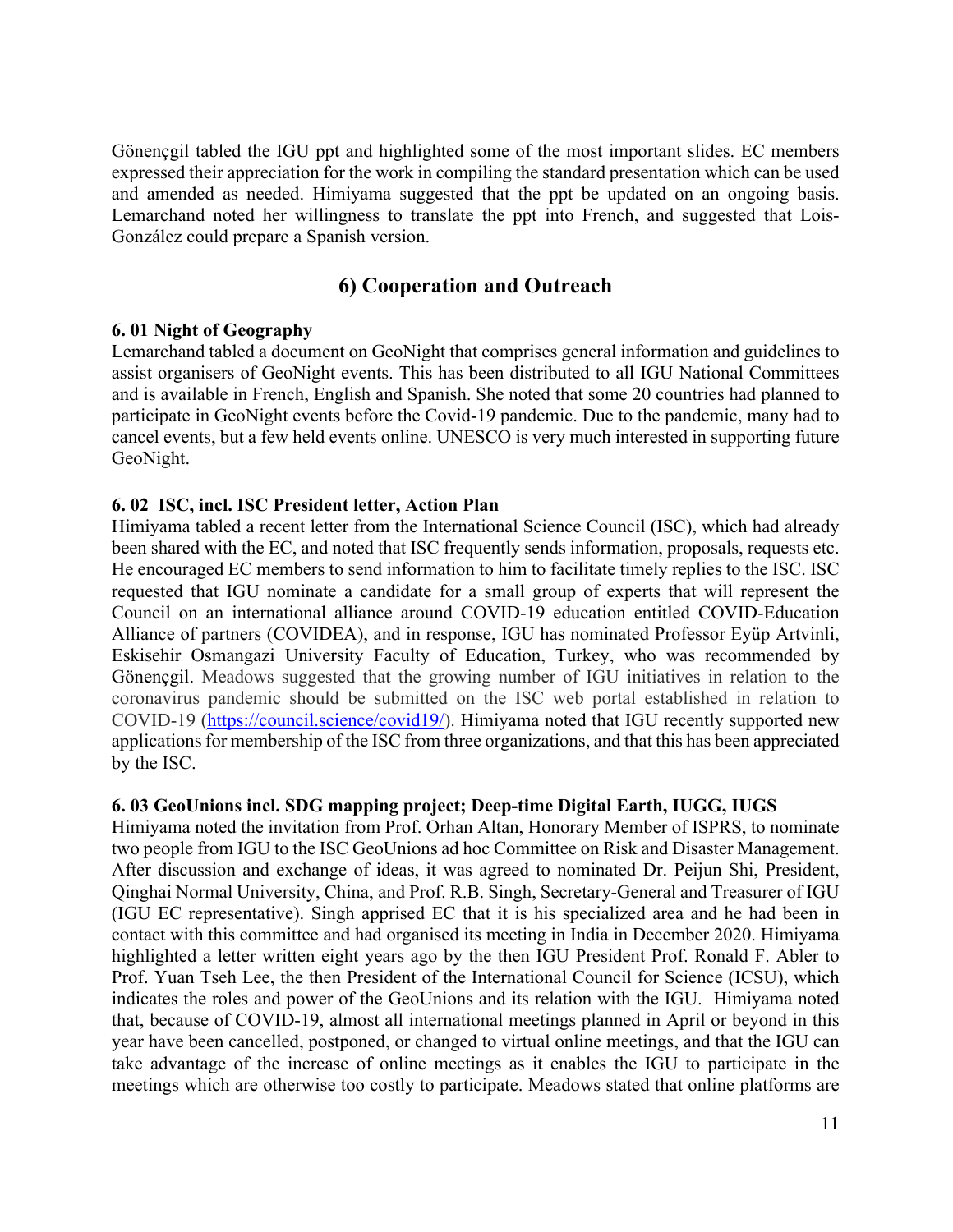Gönençgil tabled the IGU ppt and highlighted some of the most important slides. EC members expressed their appreciation for the work in compiling the standard presentation which can be used and amended as needed. Himiyama suggested that the ppt be updated on an ongoing basis. Lemarchand noted her willingness to translate the ppt into French, and suggested that Lois-González could prepare a Spanish version.

## 6) Cooperation and Outreach

**6. 01 Night of Geography**

Lemarchand tabled a document on GeoNight that comprises general information and guidelines to assist organisers of GeoNight events. This has been distributed to all IGU National Committees and is available in French, English and Spanish. She noted that some 20 countries had planned to participate in GeoNight events before the Covid-19 pandemic. Due to the pandemic, many had to cancel events, but a few held events online. UNESCO is very much interested in supporting future GeoNight.

**6. 02 ISC, incl. ISC President letter, Action Plan**

Himiyama tabled a recent letter from the International Science Council (ISC), which had already been shared with the EC, and noted that ISC frequently sends information, proposals, requests etc. He encouraged EC members to send information to him to facilitate timely replies to the ISC. ISC requested that IGU nominate a candidate for a small group of experts that will represent the Council on an international alliance around COVID-19 education entitled COVID-Education Alliance of partners (COVIDEA), and in response, IGU has nominated Professor Eyüp Artvinli, Eskisehir Osmangazi University Faculty of Education, Turkey, who was recommended by Gönençgil. Meadows suggested that the growing number of IGU initiatives in relation to the coronavirus pandemic should be submitted on the ISC web portal established in relation to COVID-19 (https://council.science/covid19/). Himiyama noted that IGU recently supported new applications for membership of the ISC from three organizations, and that this has been appreciated by the ISC.

**6. 03 GeoUnions incl. SDG mapping project; Deep-time Digital Earth, IUGG, IUGS**

Himiyama noted the invitation from Prof. Orhan Altan, Honorary Member of ISPRS, to nominate two people from IGU to the ISC GeoUnions ad hoc Committee on Risk and Disaster Management. After discussion and exchange of ideas, it was agreed to nominated Dr. Peijun Shi, President, Qinghai Normal University, China, and Prof. R.B. Singh, Secretary-General and Treasurer of IGU (IGU EC representative). Singh apprised EC that it is his specialized area and he had been in contact with this committee and had organised its meeting in India in December 2020. Himiyama highlighted a letter written eight years ago by the then IGU President Prof. Ronald F. Abler to Prof. Yuan Tseh Lee, the then President of the International Council for Science (ICSU), which indicates the roles and power of the GeoUnions and its relation with the IGU. Himiyama noted that, because of COVID-19, almost all international meetings planned in April or beyond in this year have been cancelled, postponed, or changed to virtual online meetings, and that the IGU can take advantage of the increase of online meetings as it enables the IGU to participate in the meetings which are otherwise too costly to participate. Meadows stated that online platforms are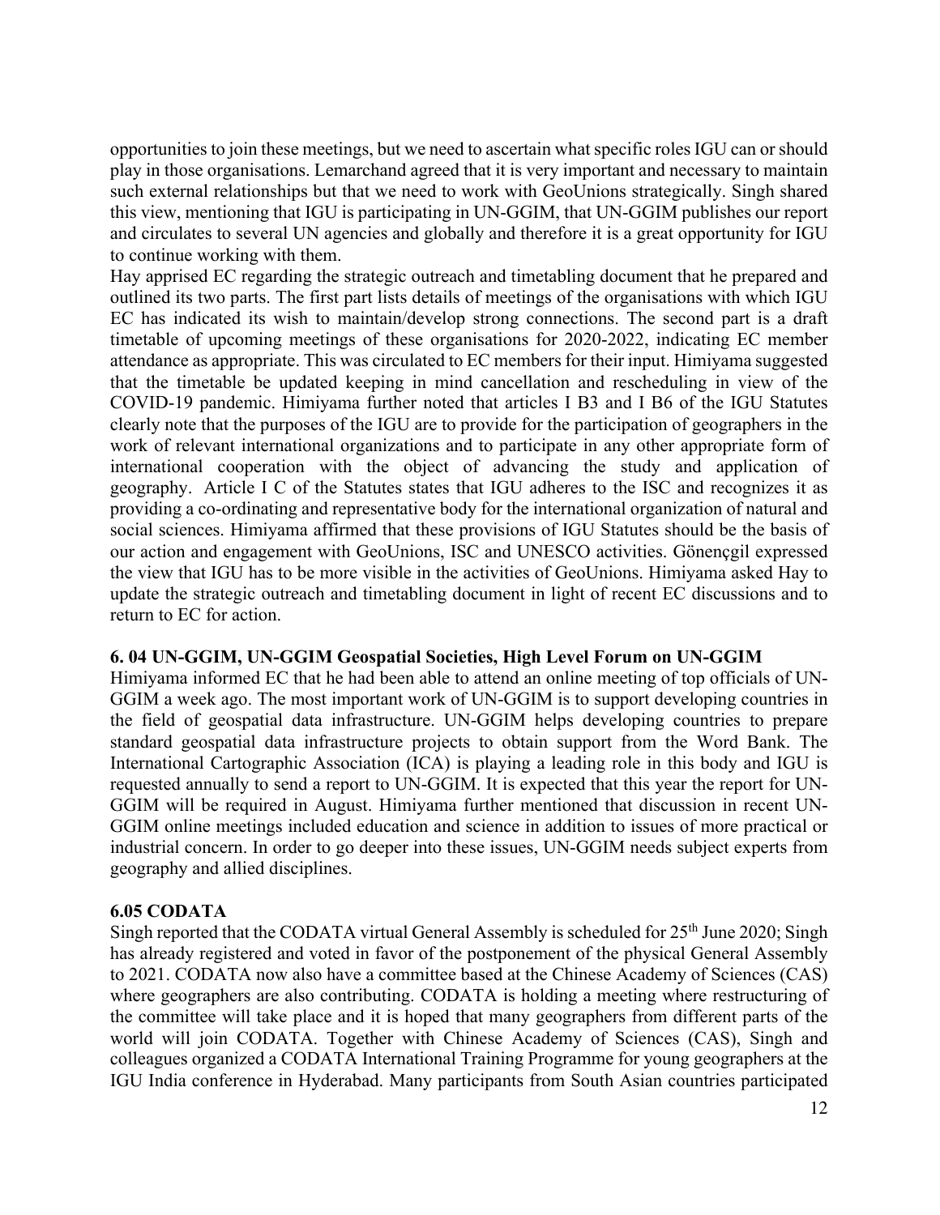opportunities to join these meetings, but we need to ascertain what specific roles IGU can or should play in those organisations. Lemarchand agreed that it is very important and necessary to maintain such external relationships but that we need to work with GeoUnions strategically. Singh shared this view, mentioning that IGU is participating in UN-GGIM, that UN-GGIM publishes our report and circulates to several UN agencies and globally and therefore it is a great opportunity for IGU to continue working with them.

Hay apprised EC regarding the strategic outreach and timetabling document that he prepared and outlined its two parts. The first part lists details of meetings of the organisations with which IGU EC has indicated its wish to maintain/develop strong connections. The second part is a draft timetable of upcoming meetings of these organisations for 2020-2022, indicating EC member attendance as appropriate. This was circulated to EC members for their input. Himiyama suggested that the timetable be updated keeping in mind cancellation and rescheduling in view of the COVID-19 pandemic. Himiyama further noted that articles I B3 and I B6 of the IGU Statutes clearly note that the purposes of the IGU are to provide for the participation of geographers in the work of relevant international organizations and to participate in any other appropriate form of international cooperation with the object of advancing the study and application of geography. Article I C of the Statutes states that IGU adheres to the ISC and recognizes it as providing a co-ordinating and representative body for the international organization of natural and social sciences. Himiyama affirmed that these provisions of IGU Statutes should be the basis of our action and engagement with GeoUnions, ISC and UNESCO activities. Gönençgil expressed the view that IGU has to be more visible in the activities of GeoUnions. Himiyama asked Hay to update the strategic outreach and timetabling document in light of recent EC discussions and to return to EC for action.

**6. 04 UN-GGIM, UN-GGIM Geospatial Societies, High Level Forum on UN-GGIM**

Himiyama informed EC that he had been able to attend an online meeting of top officials of UN-GGIM a week ago. The most important work of UN-GGIM is to support developing countries in the field of geospatial data infrastructure. UN-GGIM helps developing countries to prepare standard geospatial data infrastructure projects to obtain support from the Word Bank. The International Cartographic Association (ICA) is playing a leading role in this body and IGU is requested annually to send a report to UN-GGIM. It is expected that this year the report for UN-GGIM will be required in August. Himiyama further mentioned that discussion in recent UN-GGIM online meetings included education and science in addition to issues of more practical or industrial concern. In order to go deeper into these issues, UN-GGIM needs subject experts from geography and allied disciplines.

**6.05 CODATA**

Singh reported that the CODATA virtual General Assembly is scheduled for 25th June 2020; Singh has already registered and voted in favor of the postponement of the physical General Assembly to 2021. CODATA now also have a committee based at the Chinese Academy of Sciences (CAS) where geographers are also contributing. CODATA is holding a meeting where restructuring of the committee will take place and it is hoped that many geographers from different parts of the world will join CODATA. Together with Chinese Academy of Sciences (CAS), Singh and colleagues organized a CODATA International Training Programme for young geographers at the IGU India conference in Hyderabad. Many participants from South Asian countries participated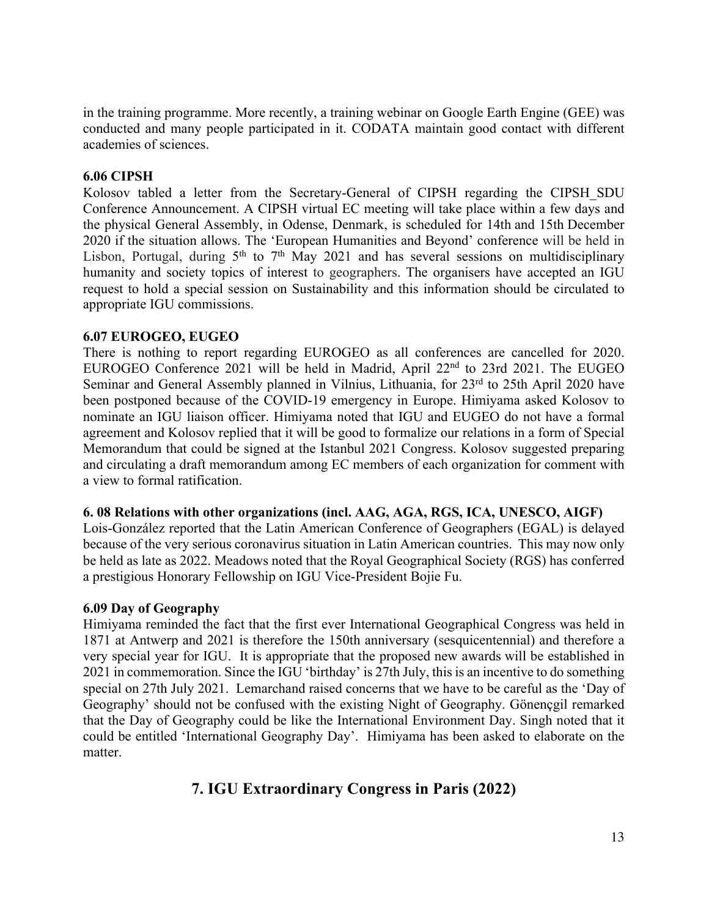in the training programme. More recently, a training webinar on Google Earth Engine (GEE) was conducted and many people participated in it. CODATA maintain good contact with different academies of sciences.

### 6.06 CIPSH

Kolosov tabled a letter from the Secretary-General of CIPSH regarding the CIPSH_SDU Conference Announcement. A CIPSH virtual EC meeting will take place within a few days and the physical General Assembly, in Odense, Denmark, is scheduled for 14th and 15th December 2020 if the situation allows. The 'European Humanities and Beyond' conference will be held in Lisbon, Portugal, during 5th to 7th May 2021 and has several sessions on multidisciplinary humanity and society topics of interest to geographers. The organisers have accepted an IGU request to hold a special session on Sustainability and this information should be circulated to appropriate IGU commissions.

### 6.07 EUROGEO, EUGEO

There is nothing to report regarding EUROGEO as all conferences are cancelled for 2020. EUROGEO Conference 2021 will be held in Madrid, April 22nd to 23rd 2021. The EUGEO Seminar and General Assembly planned in Vilnius, Lithuania, for 23rd to 25th April 2020 have been postponed because of the COVID-19 emergency in Europe. Himiyama asked Kolosov to nominate an IGU liaison officer. Himiyama noted that IGU and EUGEO do not have a formal agreement and Kolosov replied that it will be good to formalize our relations in a form of Special Memorandum that could be signed at the Istanbul 2021 Congress. Kolosov suggested preparing and circulating a draft memorandum among EC members of each organization for comment with a view to formal ratification.

### 6. 08 Relations with other organizations (incl. AAG, AGA, RGS, ICA, UNESCO, AIGF)

Lois-González reported that the Latin American Conference of Geographers (EGAL) is delayed because of the very serious coronavirus situation in Latin American countries. This may now only be held as late as 2022. Meadows noted that the Royal Geographical Society (RGS) has conferred a prestigious Honorary Fellowship on IGU Vice-President Bojie Fu.

### 6.09 Day of Geography

Himiyama reminded the fact that the first ever International Geographical Congress was held in 1871 at Antwerp and 2021 is therefore the 150th anniversary (sesquicentennial) and therefore a very special year for IGU. It is appropriate that the proposed new awards will be established in 2021 in commemoration. Since the IGU 'birthday' is 27th July, this is an incentive to do something special on 27th July 2021. Lemarchand raised concerns that we have to be careful as the 'Day of Geography' should not be confused with the existing Night of Geography. Gönençgil remarked that the Day of Geography could be like the International Environment Day. Singh noted that it could be entitled 'International Geography Day'. Himiyama has been asked to elaborate on the matter.

## 7. IGU Extraordinary Congress in Paris (2022)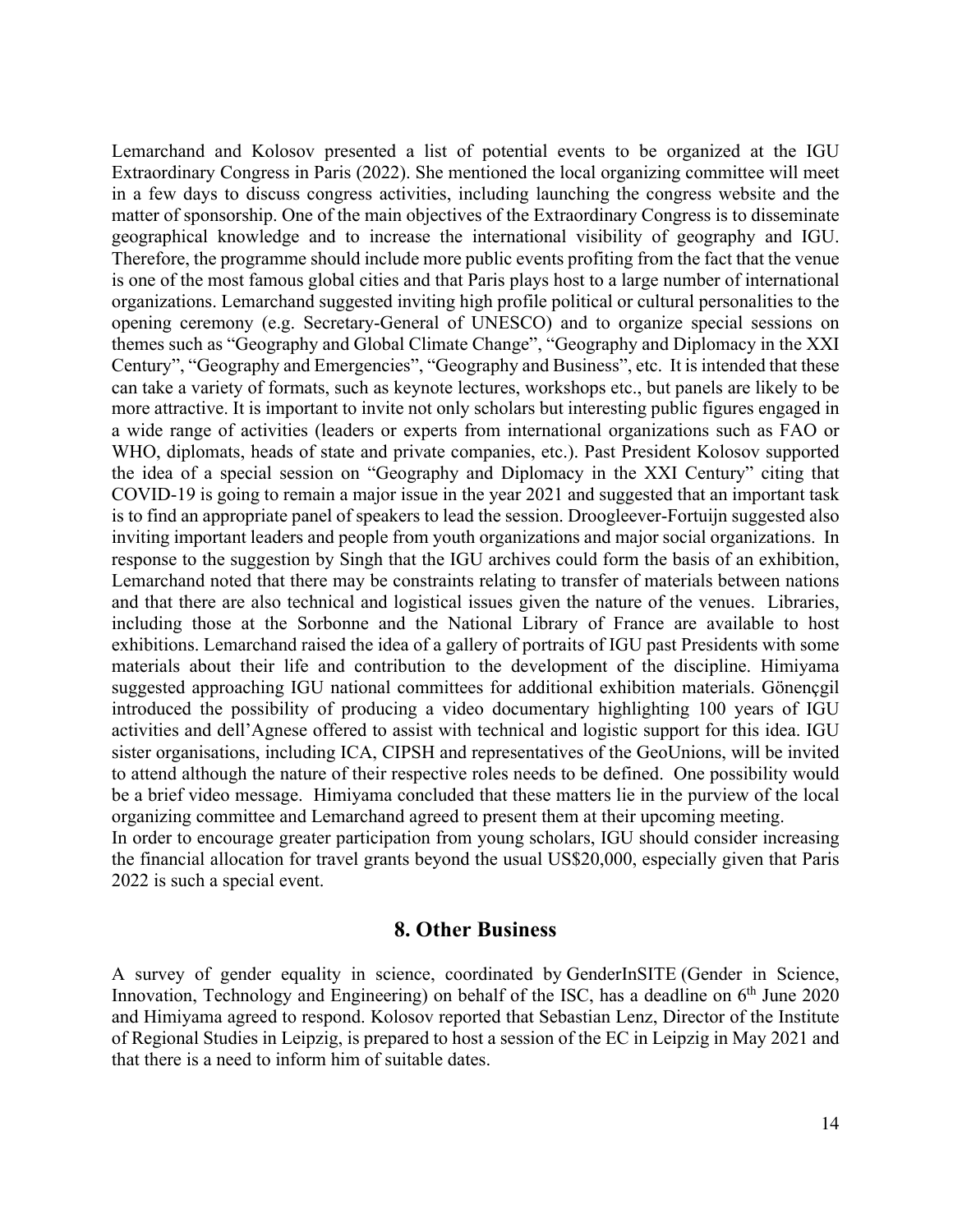Lemarchand and Kolosov presented a list of potential events to be organized at the IGU Extraordinary Congress in Paris (2022). She mentioned the local organizing committee will meet in a few days to discuss congress activities, including launching the congress website and the matter of sponsorship. One of the main objectives of the Extraordinary Congress is to disseminate geographical knowledge and to increase the international visibility of geography and IGU. Therefore, the programme should include more public events profiting from the fact that the venue is one of the most famous global cities and that Paris plays host to a large number of international organizations. Lemarchand suggested inviting high profile political or cultural personalities to the opening ceremony (e.g. Secretary-General of UNESCO) and to organize special sessions on themes such as "Geography and Global Climate Change", "Geography and Diplomacy in the XXI Century", "Geography and Emergencies", "Geography and Business", etc. It is intended that these can take a variety of formats, such as keynote lectures, workshops etc., but panels are likely to be more attractive. It is important to invite not only scholars but interesting public figures engaged in a wide range of activities (leaders or experts from international organizations such as FAO or WHO, diplomats, heads of state and private companies, etc.). Past President Kolosov supported the idea of a special session on "Geography and Diplomacy in the XXI Century" citing that COVID-19 is going to remain a major issue in the year 2021 and suggested that an important task is to find an appropriate panel of speakers to lead the session. Droogleever-Fortuijn suggested also inviting important leaders and people from youth organizations and major social organizations. In response to the suggestion by Singh that the IGU archives could form the basis of an exhibition, Lemarchand noted that there may be constraints relating to transfer of materials between nations and that there are also technical and logistical issues given the nature of the venues. Libraries, including those at the Sorbonne and the National Library of France are available to host exhibitions. Lemarchand raised the idea of a gallery of portraits of IGU past Presidents with some materials about their life and contribution to the development of the discipline. Himiyama suggested approaching IGU national committees for additional exhibition materials. Gönençgil introduced the possibility of producing a video documentary highlighting 100 years of IGU activities and dell'Agnese offered to assist with technical and logistic support for this idea. IGU sister organisations, including ICA, CIPSH and representatives of the GeoUnions, will be invited to attend although the nature of their respective roles needs to be defined. One possibility would be a brief video message. Himiyama concluded that these matters lie in the purview of the local organizing committee and Lemarchand agreed to present them at their upcoming meeting.
In order to encourage greater participation from young scholars, IGU should consider increasing the financial allocation for travel grants beyond the usual US$20,000, especially given that Paris 2022 is such a special event.

## 8. Other Business

A survey of gender equality in science, coordinated by GenderInSITE (Gender in Science, Innovation, Technology and Engineering) on behalf of the ISC, has a deadline on 6th June 2020 and Himiyama agreed to respond. Kolosov reported that Sebastian Lenz, Director of the Institute of Regional Studies in Leipzig, is prepared to host a session of the EC in Leipzig in May 2021 and that there is a need to inform him of suitable dates.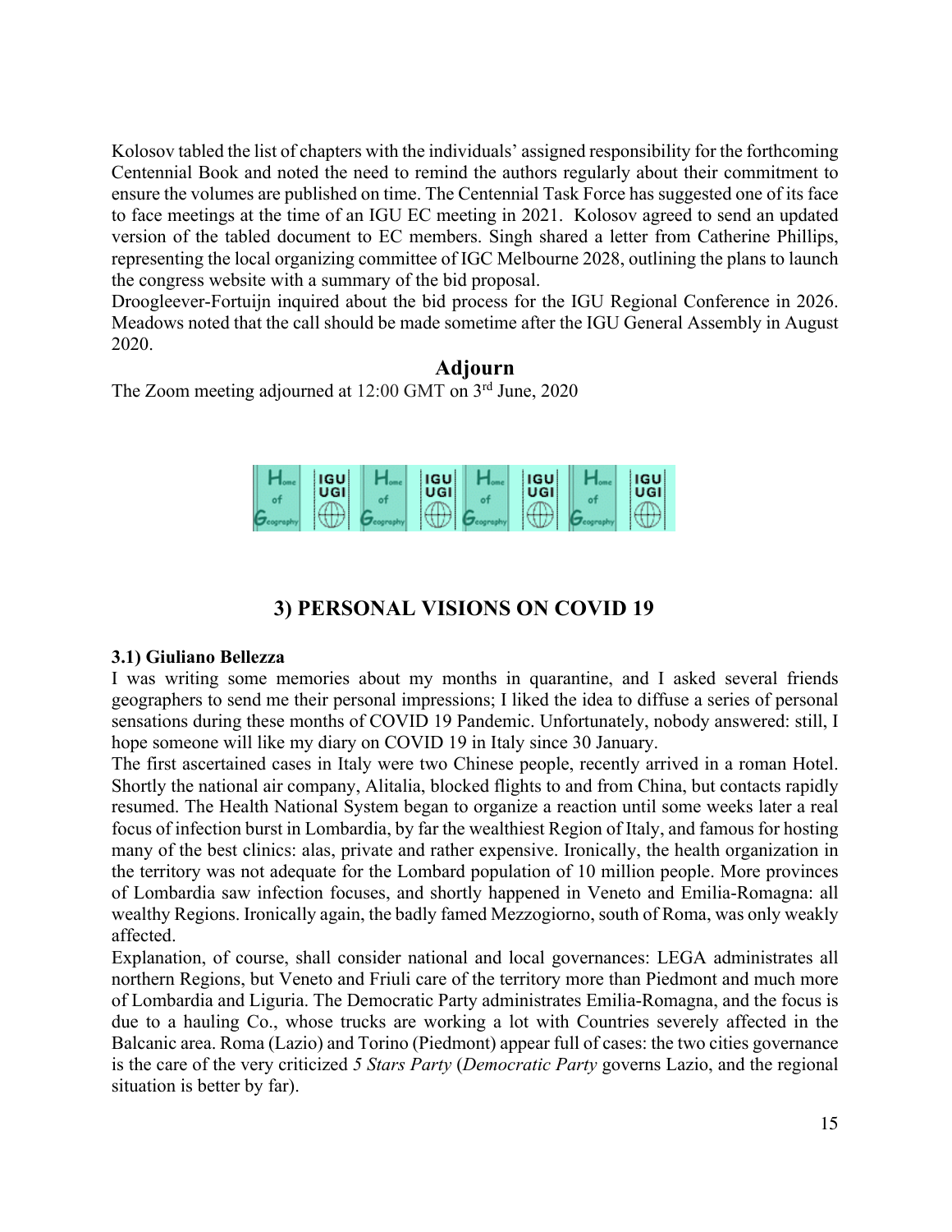Kolosov tabled the list of chapters with the individuals' assigned responsibility for the forthcoming Centennial Book and noted the need to remind the authors regularly about their commitment to ensure the volumes are published on time. The Centennial Task Force has suggested one of its face to face meetings at the time of an IGU EC meeting in 2021. Kolosov agreed to send an updated version of the tabled document to EC members. Singh shared a letter from Catherine Phillips, representing the local organizing committee of IGC Melbourne 2028, outlining the plans to launch the congress website with a summary of the bid proposal.
Droogleever-Fortuijn inquired about the bid process for the IGU Regional Conference in 2026. Meadows noted that the call should be made sometime after the IGU General Assembly in August 2020.

### Adjourn

The Zoom meeting adjourned at 12:00 GMT on 3rd June, 2020

## 3) PERSONAL VISIONS ON COVID 19

**3.1) Giuliano Bellezza**

I was writing some memories about my months in quarantine, and I asked several friends geographers to send me their personal impressions; I liked the idea to diffuse a series of personal sensations during these months of COVID 19 Pandemic. Unfortunately, nobody answered: still, I hope someone will like my diary on COVID 19 in Italy since 30 January.
The first ascertained cases in Italy were two Chinese people, recently arrived in a roman Hotel. Shortly the national air company, Alitalia, blocked flights to and from China, but contacts rapidly resumed. The Health National System began to organize a reaction until some weeks later a real focus of infection burst in Lombardia, by far the wealthiest Region of Italy, and famous for hosting many of the best clinics: alas, private and rather expensive. Ironically, the health organization in the territory was not adequate for the Lombard population of 10 million people. More provinces of Lombardia saw infection focuses, and shortly happened in Veneto and Emilia-Romagna: all wealthy Regions. Ironically again, the badly famed Mezzogiorno, south of Roma, was only weakly affected.
Explanation, of course, shall consider national and local governances: LEGA administrates all northern Regions, but Veneto and Friuli care of the territory more than Piedmont and much more of Lombardia and Liguria. The Democratic Party administrates Emilia-Romagna, and the focus is due to a hauling Co., whose trucks are working a lot with Countries severely affected in the Balcanic area. Roma (Lazio) and Torino (Piedmont) appear full of cases: the two cities governance is the care of the very criticized *5 Stars Party* (*Democratic Party* governs Lazio, and the regional situation is better by far).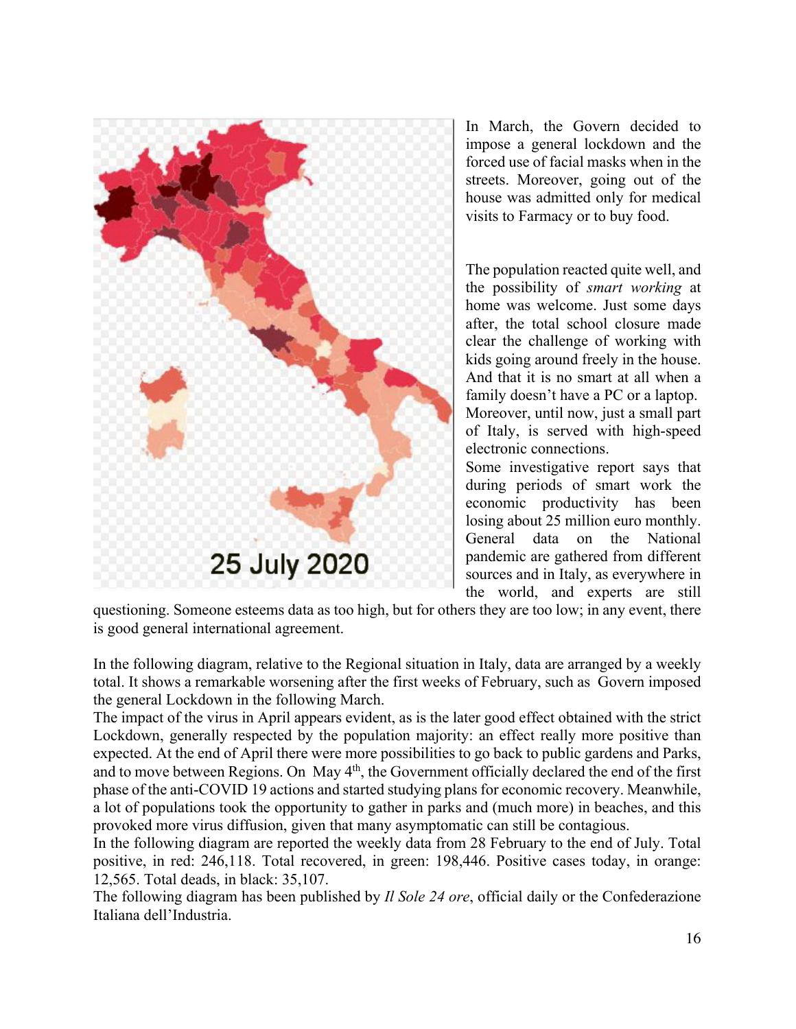In March, the Govern decided to impose a general lockdown and the forced use of facial masks when in the streets. Moreover, going out of the house was admitted only for medical visits to Farmacy or to buy food.

The population reacted quite well, and the possibility of *smart working* at home was welcome. Just some days after, the total school closure made clear the challenge of working with kids going around freely in the house. And that it is no smart at all when a family doesn't have a PC or a laptop. Moreover, until now, just a small part of Italy, is served with high-speed electronic connections.
Some investigative report says that during periods of smart work the economic productivity has been losing about 25 million euro monthly. General data on the National pandemic are gathered from different sources and in Italy, as everywhere in the world, and experts are still questioning. Someone esteems data as too high, but for others they are too low; in any event, there is good general international agreement.

In the following diagram, relative to the Regional situation in Italy, data are arranged by a weekly total. It shows a remarkable worsening after the first weeks of February, such as Govern imposed the general Lockdown in the following March.
The impact of the virus in April appears evident, as is the later good effect obtained with the strict Lockdown, generally respected by the population majority: an effect really more positive than expected. At the end of April there were more possibilities to go back to public gardens and Parks, and to move between Regions. On May 4th, the Government officially declared the end of the first phase of the anti-COVID 19 actions and started studying plans for economic recovery. Meanwhile, a lot of populations took the opportunity to gather in parks and (much more) in beaches, and this provoked more virus diffusion, given that many asymptomatic can still be contagious.
In the following diagram are reported the weekly data from 28 February to the end of July. Total positive, in red: 246,118. Total recovered, in green: 198,446. Positive cases today, in orange: 12,565. Total deads, in black: 35,107.
The following diagram has been published by *Il Sole 24 ore*, official daily or the Confederazione Italiana dell'Industria.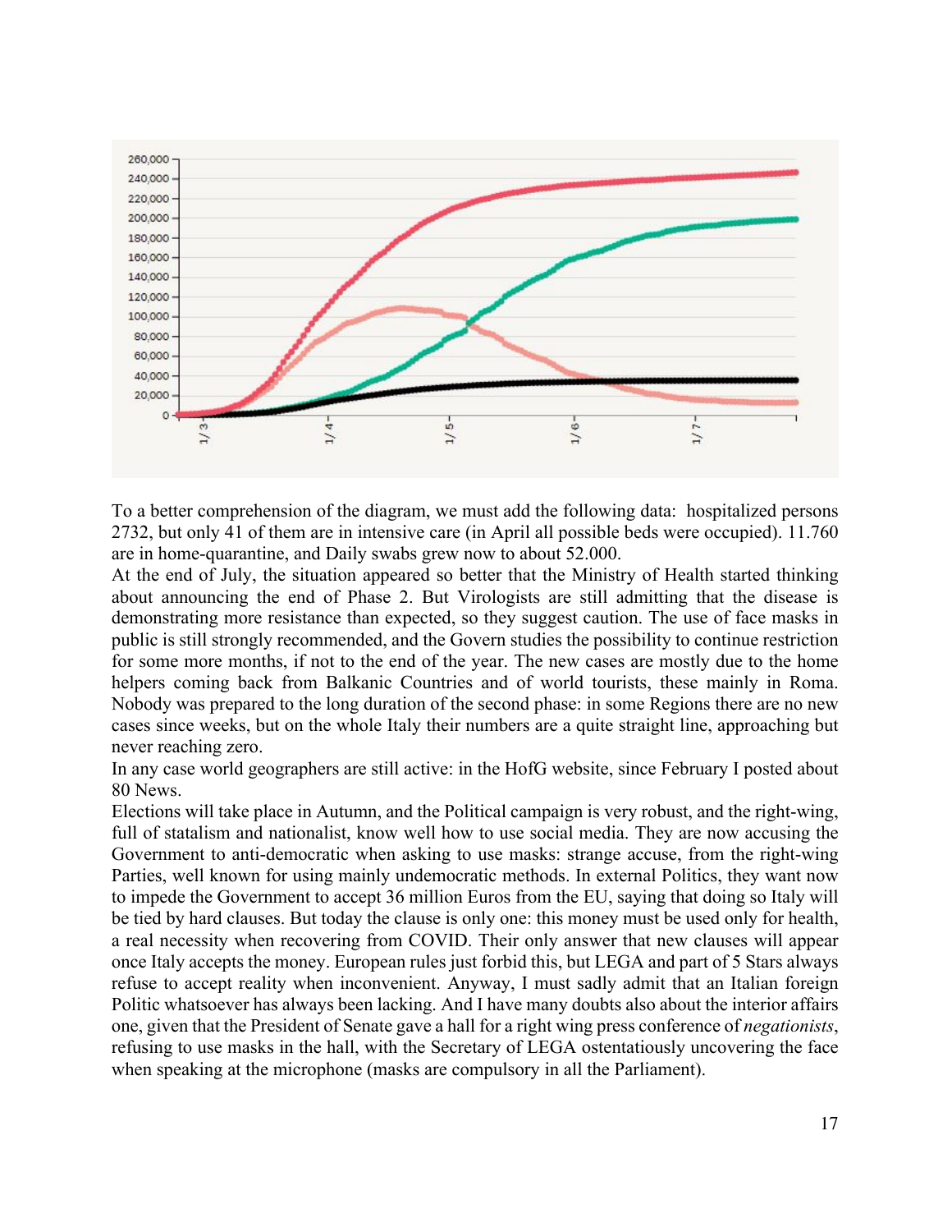To a better comprehension of the diagram, we must add the following data: hospitalized persons 2732, but only 41 of them are in intensive care (in April all possible beds were occupied). 11.760 are in home-quarantine, and Daily swabs grew now to about 52.000.

At the end of July, the situation appeared so better that the Ministry of Health started thinking about announcing the end of Phase 2. But Virologists are still admitting that the disease is demonstrating more resistance than expected, so they suggest caution. The use of face masks in public is still strongly recommended, and the Govern studies the possibility to continue restriction for some more months, if not to the end of the year. The new cases are mostly due to the home helpers coming back from Balkanic Countries and of world tourists, these mainly in Roma. Nobody was prepared to the long duration of the second phase: in some Regions there are no new cases since weeks, but on the whole Italy their numbers are a quite straight line, approaching but never reaching zero.

In any case world geographers are still active: in the HofG website, since February I posted about 80 News.

Elections will take place in Autumn, and the Political campaign is very robust, and the right-wing, full of statalism and nationalist, know well how to use social media. They are now accusing the Government to anti-democratic when asking to use masks: strange accuse, from the right-wing Parties, well known for using mainly undemocratic methods. In external Politics, they want now to impede the Government to accept 36 million Euros from the EU, saying that doing so Italy will be tied by hard clauses. But today the clause is only one: this money must be used only for health, a real necessity when recovering from COVID. Their only answer that new clauses will appear once Italy accepts the money. European rules just forbid this, but LEGA and part of 5 Stars always refuse to accept reality when inconvenient. Anyway, I must sadly admit that an Italian foreign Politic whatsoever has always been lacking. And I have many doubts also about the interior affairs one, given that the President of Senate gave a hall for a right wing press conference of *negationists*, refusing to use masks in the hall, with the Secretary of LEGA ostentatiously uncovering the face when speaking at the microphone (masks are compulsory in all the Parliament).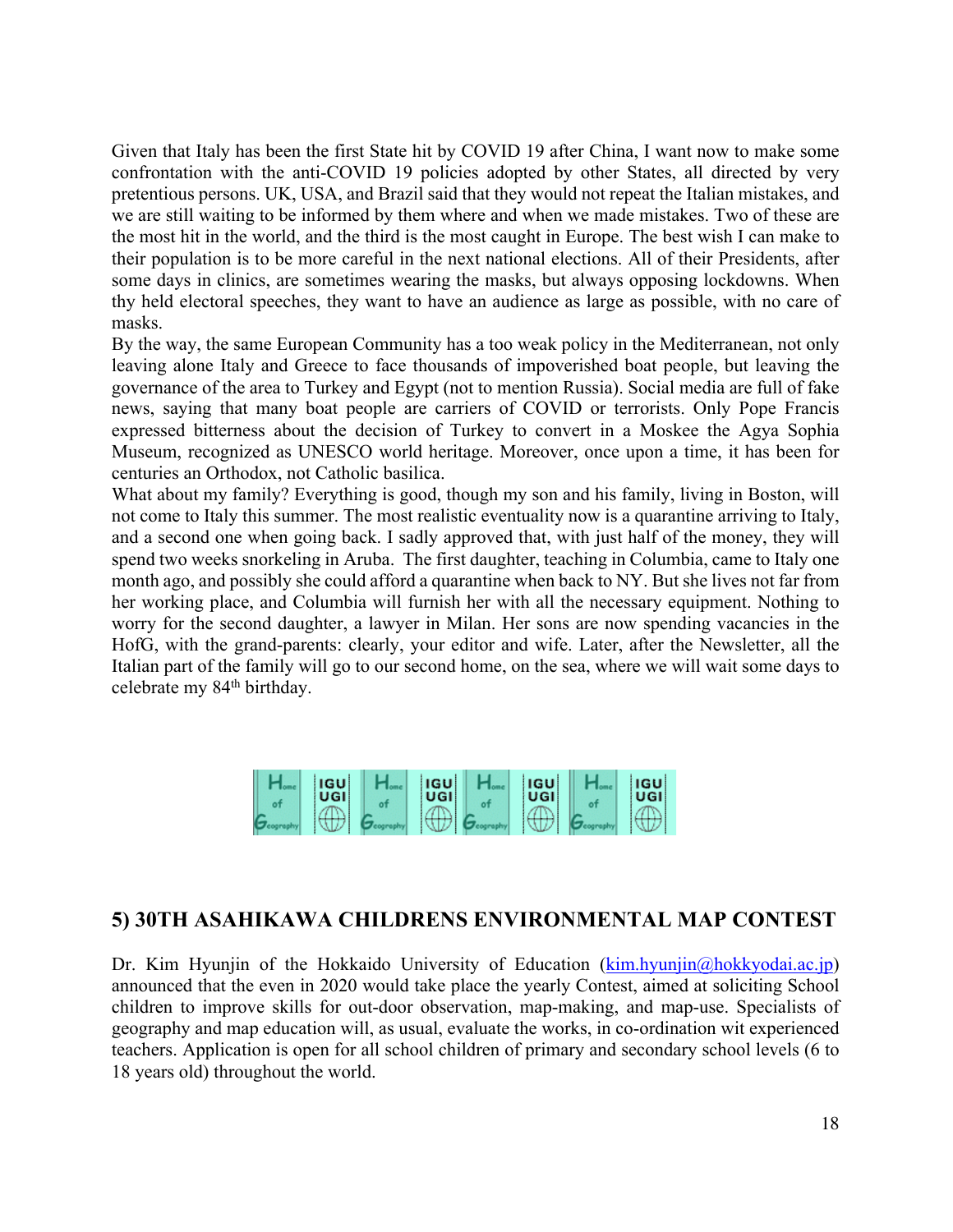Given that Italy has been the first State hit by COVID 19 after China, I want now to make some confrontation with the anti-COVID 19 policies adopted by other States, all directed by very pretentious persons. UK, USA, and Brazil said that they would not repeat the Italian mistakes, and we are still waiting to be informed by them where and when we made mistakes. Two of these are the most hit in the world, and the third is the most caught in Europe. The best wish I can make to their population is to be more careful in the next national elections. All of their Presidents, after some days in clinics, are sometimes wearing the masks, but always opposing lockdowns. When thy held electoral speeches, they want to have an audience as large as possible, with no care of masks.

By the way, the same European Community has a too weak policy in the Mediterranean, not only leaving alone Italy and Greece to face thousands of impoverished boat people, but leaving the governance of the area to Turkey and Egypt (not to mention Russia). Social media are full of fake news, saying that many boat people are carriers of COVID or terrorists. Only Pope Francis expressed bitterness about the decision of Turkey to convert in a Moskee the Agya Sophia Museum, recognized as UNESCO world heritage. Moreover, once upon a time, it has been for centuries an Orthodox, not Catholic basilica.

What about my family? Everything is good, though my son and his family, living in Boston, will not come to Italy this summer. The most realistic eventuality now is a quarantine arriving to Italy, and a second one when going back. I sadly approved that, with just half of the money, they will spend two weeks snorkeling in Aruba. The first daughter, teaching in Columbia, came to Italy one month ago, and possibly she could afford a quarantine when back to NY. But she lives not far from her working place, and Columbia will furnish her with all the necessary equipment. Nothing to worry for the second daughter, a lawyer in Milan. Her sons are now spending vacancies in the HofG, with the grand-parents: clearly, your editor and wife. Later, after the Newsletter, all the Italian part of the family will go to our second home, on the sea, where we will wait some days to celebrate my 84th birthday.

## 5) 30TH ASAHIKAWA CHILDRENS ENVIRONMENTAL MAP CONTEST

Dr. Kim Hyunjin of the Hokkaido University of Education (kim.hyunjin@hokkyodai.ac.jp) announced that the even in 2020 would take place the yearly Contest, aimed at soliciting School children to improve skills for out-door observation, map-making, and map-use. Specialists of geography and map education will, as usual, evaluate the works, in co-ordination wit experienced teachers. Application is open for all school children of primary and secondary school levels (6 to 18 years old) throughout the world.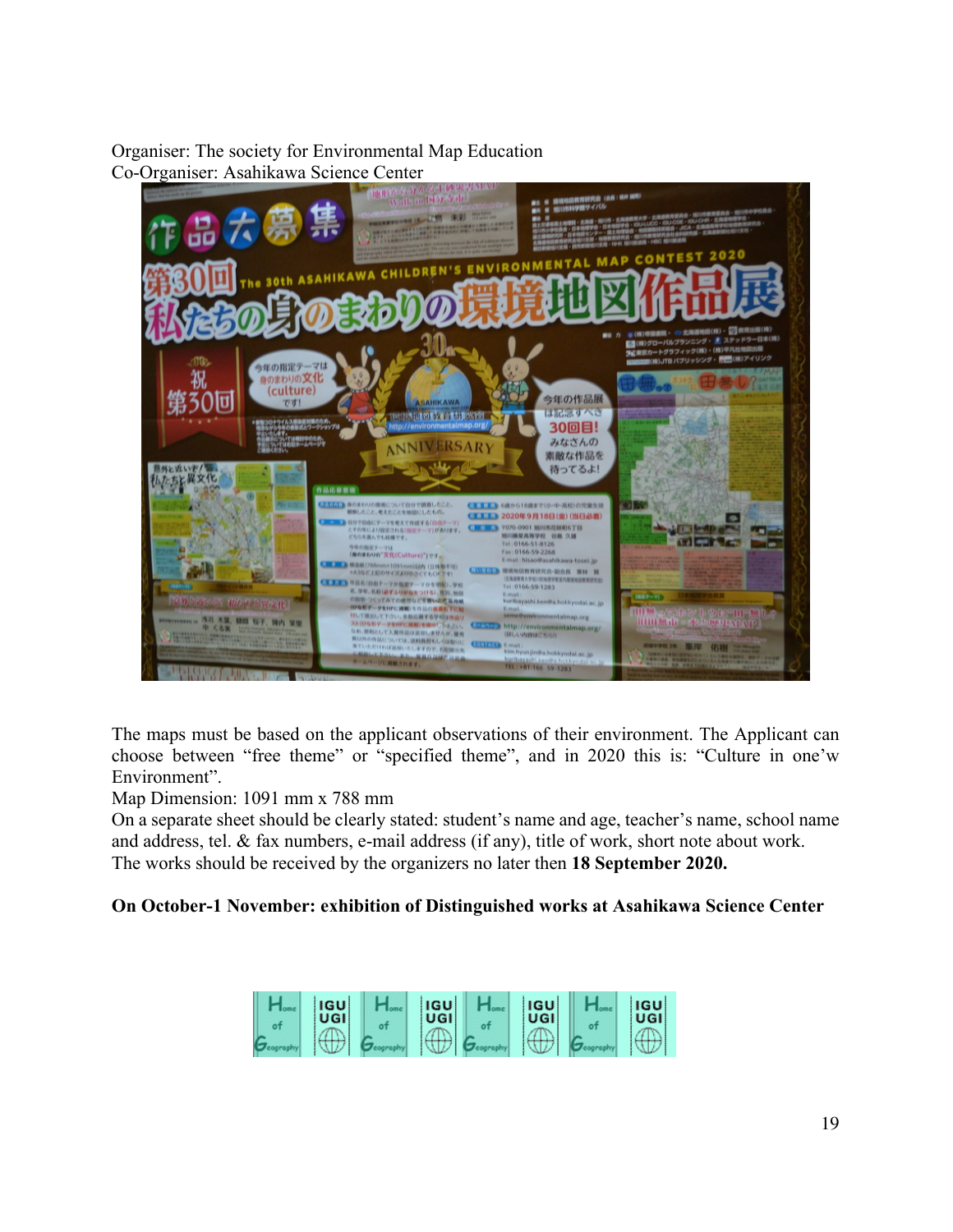Organiser: The society for Environmental Map Education
Co-Organiser: Asahikawa Science Center

The maps must be based on the applicant observations of their environment. The Applicant can choose between “free theme” or “specified theme”, and in 2020 this is: “Culture in one’w Environment”.

Map Dimension: 1091 mm x 788 mm

On a separate sheet should be clearly stated: student’s name and age, teacher’s name, school name and address, tel. & fax numbers, e-mail address (if any), title of work, short note about work.

The works should be received by the organizers no later then **18 September 2020.**

**On October-1 November: exhibition of Distinguished works at Asahikawa Science Center**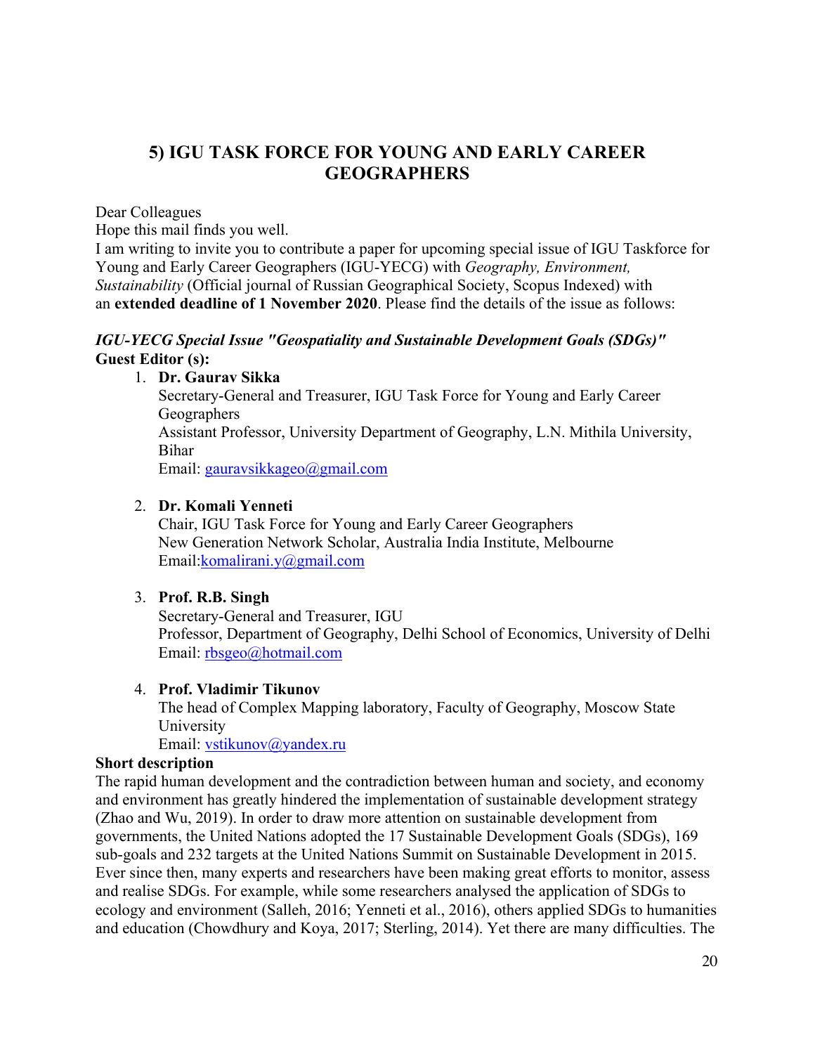## 5) IGU TASK FORCE FOR YOUNG AND EARLY CAREER GEOGRAPHERS

Dear Colleagues
Hope this mail finds you well.
I am writing to invite you to contribute a paper for upcoming special issue of IGU Taskforce for Young and Early Career Geographers (IGU-YECG) with *Geography, Environment, Sustainability* (Official journal of Russian Geographical Society, Scopus Indexed) with an **extended deadline of 1 November 2020**. Please find the details of the issue as follows:

***IGU-YECG Special Issue "Geospatiality and Sustainable Development Goals (SDGs)"***
**Guest Editor (s):**

1. **Dr. Gaurav Sikka**
   Secretary-General and Treasurer, IGU Task Force for Young and Early Career Geographers
   Assistant Professor, University Department of Geography, L.N. Mithila University, Bihar
   Email: gauravsikkageo@gmail.com

2. **Dr. Komali Yenneti**
   Chair, IGU Task Force for Young and Early Career Geographers
   New Generation Network Scholar, Australia India Institute, Melbourne
   Email:komalirani.y@gmail.com

3. **Prof. R.B. Singh**
   Secretary-General and Treasurer, IGU
   Professor, Department of Geography, Delhi School of Economics, University of Delhi
   Email: rbsgeo@hotmail.com

4. **Prof. Vladimir Tikunov**
   The head of Complex Mapping laboratory, Faculty of Geography, Moscow State University
   Email: vstikunov@yandex.ru

**Short description**
The rapid human development and the contradiction between human and society, and economy and environment has greatly hindered the implementation of sustainable development strategy (Zhao and Wu, 2019). In order to draw more attention on sustainable development from governments, the United Nations adopted the 17 Sustainable Development Goals (SDGs), 169 sub-goals and 232 targets at the United Nations Summit on Sustainable Development in 2015. Ever since then, many experts and researchers have been making great efforts to monitor, assess and realise SDGs. For example, while some researchers analysed the application of SDGs to ecology and environment (Salleh, 2016; Yenneti et al., 2016), others applied SDGs to humanities and education (Chowdhury and Koya, 2017; Sterling, 2014). Yet there are many difficulties. The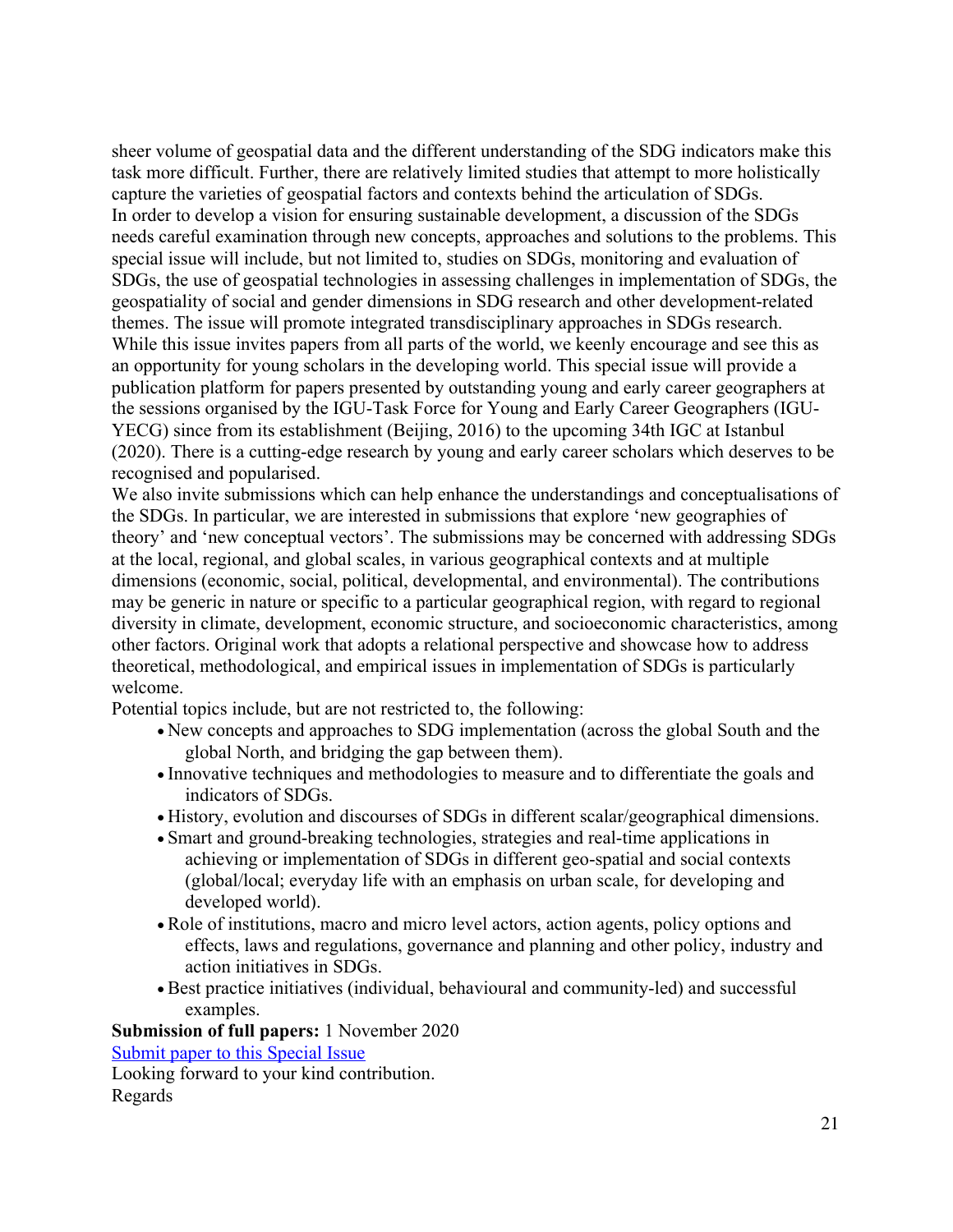sheer volume of geospatial data and the different understanding of the SDG indicators make this task more difficult. Further, there are relatively limited studies that attempt to more holistically capture the varieties of geospatial factors and contexts behind the articulation of SDGs.

In order to develop a vision for ensuring sustainable development, a discussion of the SDGs needs careful examination through new concepts, approaches and solutions to the problems. This special issue will include, but not limited to, studies on SDGs, monitoring and evaluation of SDGs, the use of geospatial technologies in assessing challenges in implementation of SDGs, the geospatiality of social and gender dimensions in SDG research and other development-related themes. The issue will promote integrated transdisciplinary approaches in SDGs research.

While this issue invites papers from all parts of the world, we keenly encourage and see this as an opportunity for young scholars in the developing world. This special issue will provide a publication platform for papers presented by outstanding young and early career geographers at the sessions organised by the IGU-Task Force for Young and Early Career Geographers (IGU-YECG) since from its establishment (Beijing, 2016) to the upcoming 34th IGC at Istanbul (2020). There is a cutting-edge research by young and early career scholars which deserves to be recognised and popularised.

We also invite submissions which can help enhance the understandings and conceptualisations of the SDGs. In particular, we are interested in submissions that explore 'new geographies of theory' and 'new conceptual vectors'. The submissions may be concerned with addressing SDGs at the local, regional, and global scales, in various geographical contexts and at multiple dimensions (economic, social, political, developmental, and environmental). The contributions may be generic in nature or specific to a particular geographical region, with regard to regional diversity in climate, development, economic structure, and socioeconomic characteristics, among other factors. Original work that adopts a relational perspective and showcase how to address theoretical, methodological, and empirical issues in implementation of SDGs is particularly welcome.

Potential topics include, but are not restricted to, the following:

- New concepts and approaches to SDG implementation (across the global South and the global North, and bridging the gap between them).
- Innovative techniques and methodologies to measure and to differentiate the goals and indicators of SDGs.
- History, evolution and discourses of SDGs in different scalar/geographical dimensions.
- Smart and ground-breaking technologies, strategies and real-time applications in achieving or implementation of SDGs in different geo-spatial and social contexts (global/local; everyday life with an emphasis on urban scale, for developing and developed world).
- Role of institutions, macro and micro level actors, action agents, policy options and effects, laws and regulations, governance and planning and other policy, industry and action initiatives in SDGs.
- Best practice initiatives (individual, behavioural and community-led) and successful examples.

**Submission of full papers:** 1 November 2020

Submit paper to this Special Issue

Looking forward to your kind contribution.

Regards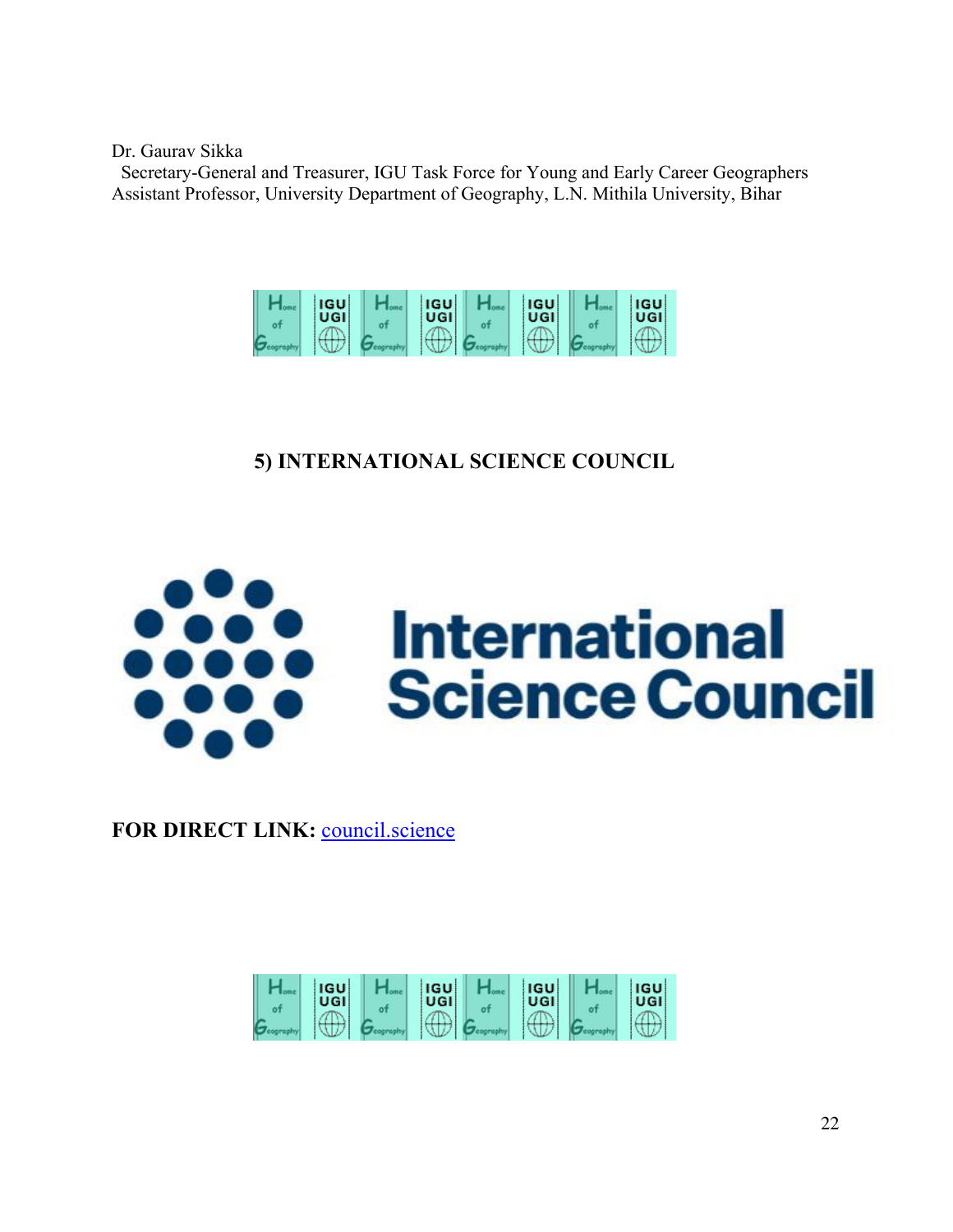Dr. Gaurav Sikka
Secretary-General and Treasurer, IGU Task Force for Young and Early Career Geographers
Assistant Professor, University Department of Geography, L.N. Mithila University, Bihar

## 5) INTERNATIONAL SCIENCE COUNCIL

International Science Council

**FOR DIRECT LINK:** [council.science](council.science)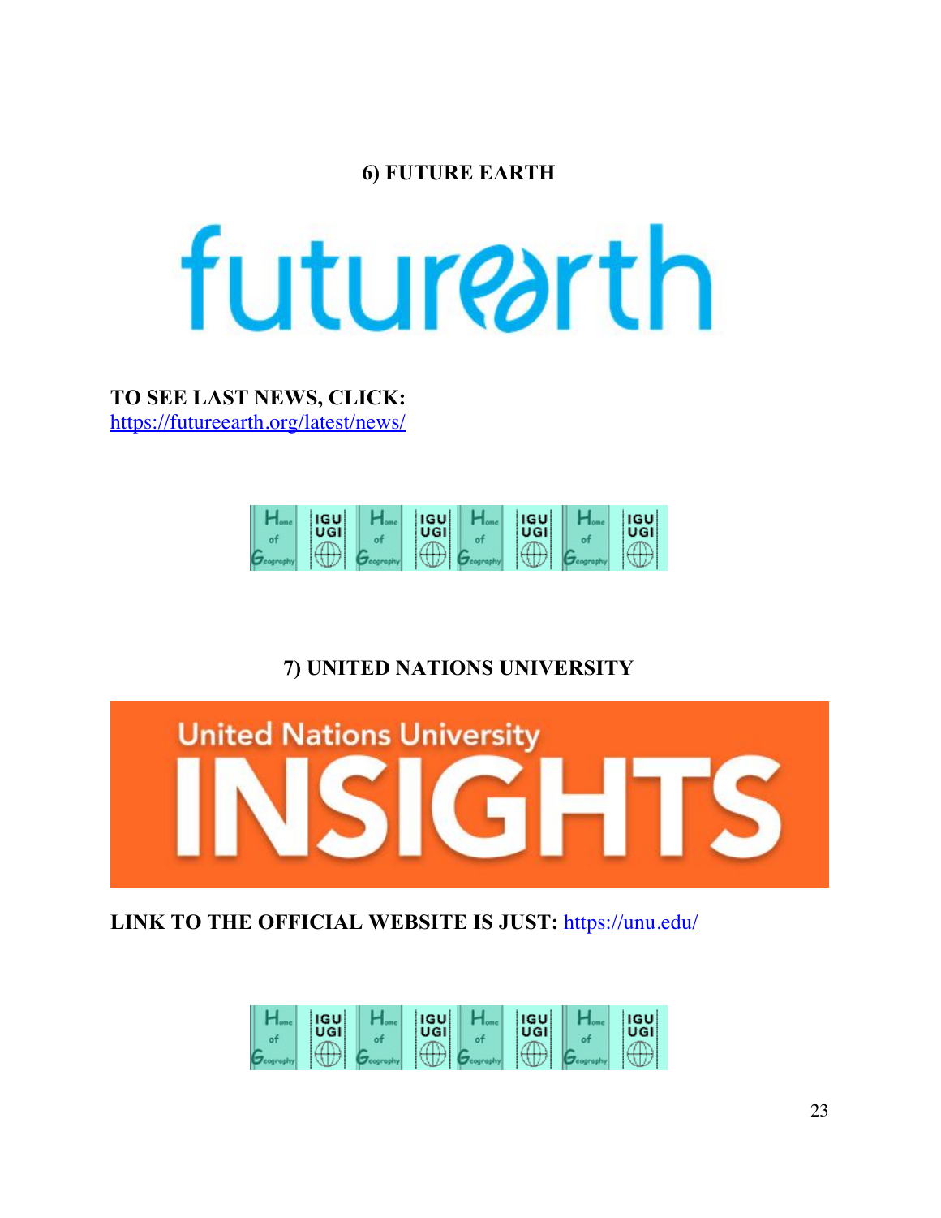## 6) FUTURE EARTH

**TO SEE LAST NEWS, CLICK:**
https://futureearth.org/latest/news/

## 7) UNITED NATIONS UNIVERSITY

**LINK TO THE OFFICIAL WEBSITE IS JUST:** https://unu.edu/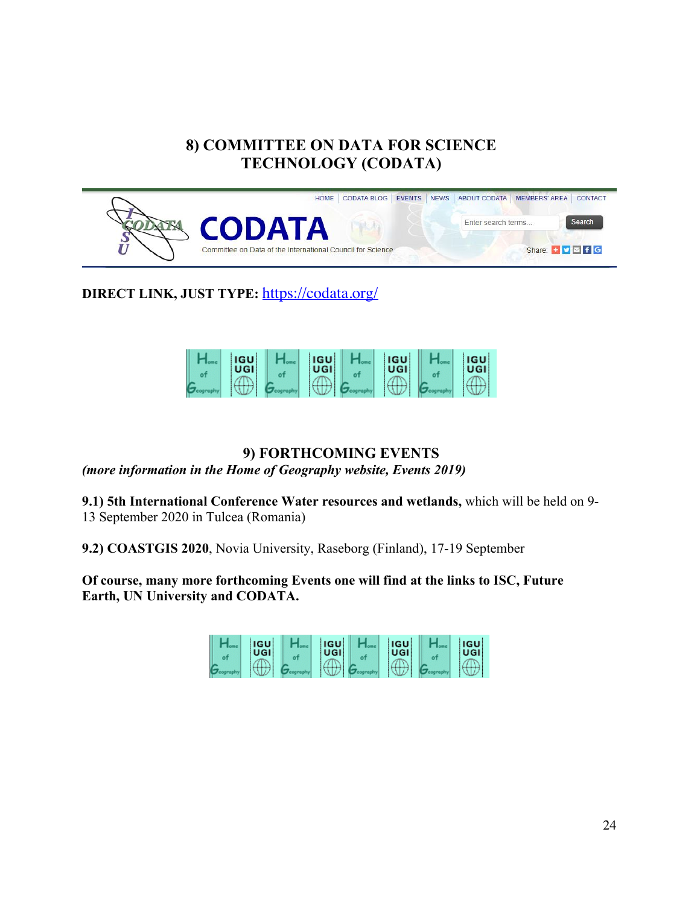## 8) COMMITTEE ON DATA FOR SCIENCE TECHNOLOGY (CODATA)

**DIRECT LINK, JUST TYPE:** https://codata.org/

## 9) FORTHCOMING EVENTS

***(more information in the Home of Geography website, Events 2019)***

**9.1) 5th International Conference Water resources and wetlands,** which will be held on 9-13 September 2020 in Tulcea (Romania)

**9.2) COASTGIS 2020**, Novia University, Raseborg (Finland), 17-19 September

**Of course, many more forthcoming Events one will find at the links to ISC, Future Earth, UN University and CODATA.**